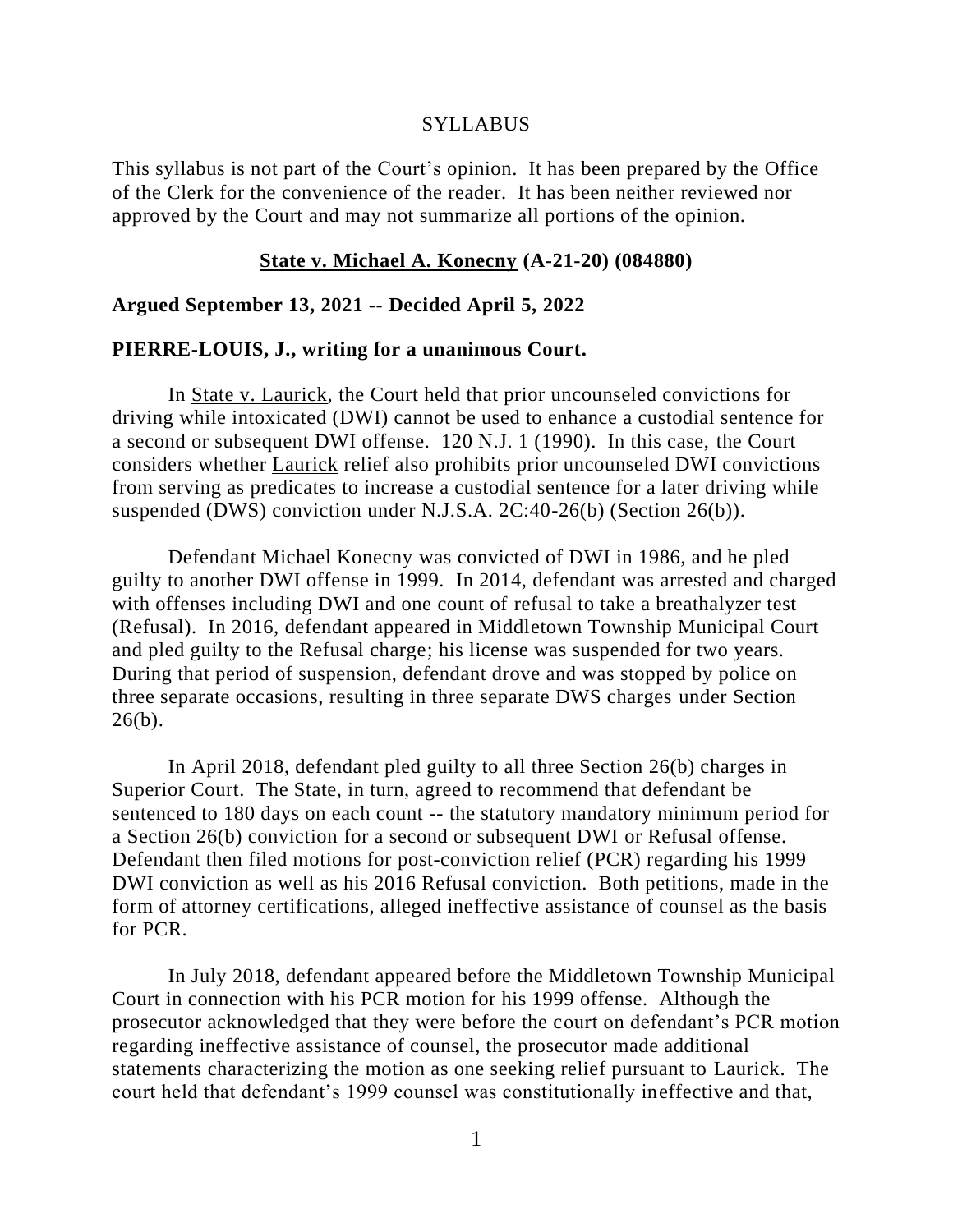SYLLABUS

This syllabus is not part of the Court's opinion. It has been prepared by the Office of the Clerk for the convenience of the reader. It has been neither reviewed nor approved by the Court and may not summarize all portions of the opinion.

**State v. Michael A. Konecny (A-21-20) (084880)**

**Argued September 13, 2021 -- Decided April 5, 2022**

**PIERRE-LOUIS, J., writing for a unanimous Court.**

In State v. Laurick, the Court held that prior uncounseled convictions for driving while intoxicated (DWI) cannot be used to enhance a custodial sentence for a second or subsequent DWI offense. 120 N.J. 1 (1990). In this case, the Court considers whether Laurick relief also prohibits prior uncounseled DWI convictions from serving as predicates to increase a custodial sentence for a later driving while suspended (DWS) conviction under N.J.S.A. 2C:40-26(b) (Section 26(b)).

Defendant Michael Konecny was convicted of DWI in 1986, and he pled guilty to another DWI offense in 1999. In 2014, defendant was arrested and charged with offenses including DWI and one count of refusal to take a breathalyzer test (Refusal). In 2016, defendant appeared in Middletown Township Municipal Court and pled guilty to the Refusal charge; his license was suspended for two years. During that period of suspension, defendant drove and was stopped by police on three separate occasions, resulting in three separate DWS charges under Section 26(b).

In April 2018, defendant pled guilty to all three Section 26(b) charges in Superior Court. The State, in turn, agreed to recommend that defendant be sentenced to 180 days on each count -- the statutory mandatory minimum period for a Section 26(b) conviction for a second or subsequent DWI or Refusal offense. Defendant then filed motions for post-conviction relief (PCR) regarding his 1999 DWI conviction as well as his 2016 Refusal conviction. Both petitions, made in the form of attorney certifications, alleged ineffective assistance of counsel as the basis for PCR.

In July 2018, defendant appeared before the Middletown Township Municipal Court in connection with his PCR motion for his 1999 offense. Although the prosecutor acknowledged that they were before the court on defendant's PCR motion regarding ineffective assistance of counsel, the prosecutor made additional statements characterizing the motion as one seeking relief pursuant to Laurick. The court held that defendant's 1999 counsel was constitutionally ineffective and that,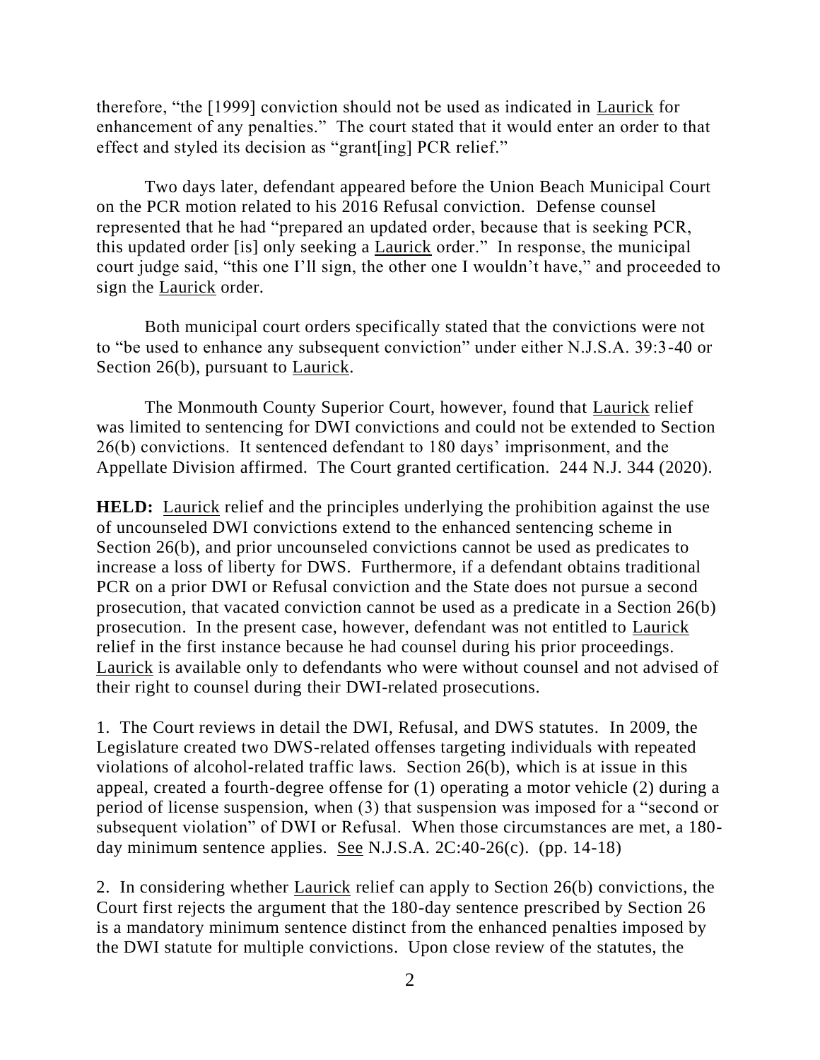therefore, "the [1999] conviction should not be used as indicated in Laurick for enhancement of any penalties." The court stated that it would enter an order to that effect and styled its decision as "grant[ing] PCR relief."

Two days later, defendant appeared before the Union Beach Municipal Court on the PCR motion related to his 2016 Refusal conviction. Defense counsel represented that he had "prepared an updated order, because that is seeking PCR, this updated order [is] only seeking a Laurick order." In response, the municipal court judge said, "this one I'll sign, the other one I wouldn't have," and proceeded to sign the Laurick order.

Both municipal court orders specifically stated that the convictions were not to "be used to enhance any subsequent conviction" under either N.J.S.A. 39:3-40 or Section 26(b), pursuant to Laurick.

The Monmouth County Superior Court, however, found that Laurick relief was limited to sentencing for DWI convictions and could not be extended to Section 26(b) convictions. It sentenced defendant to 180 days' imprisonment, and the Appellate Division affirmed. The Court granted certification. 244 N.J. 344 (2020).

**HELD:** Laurick relief and the principles underlying the prohibition against the use of uncounseled DWI convictions extend to the enhanced sentencing scheme in Section 26(b), and prior uncounseled convictions cannot be used as predicates to increase a loss of liberty for DWS. Furthermore, if a defendant obtains traditional PCR on a prior DWI or Refusal conviction and the State does not pursue a second prosecution, that vacated conviction cannot be used as a predicate in a Section 26(b) prosecution. In the present case, however, defendant was not entitled to Laurick relief in the first instance because he had counsel during his prior proceedings. Laurick is available only to defendants who were without counsel and not advised of their right to counsel during their DWI-related prosecutions.

1. The Court reviews in detail the DWI, Refusal, and DWS statutes. In 2009, the Legislature created two DWS-related offenses targeting individuals with repeated violations of alcohol-related traffic laws. Section 26(b), which is at issue in this appeal, created a fourth-degree offense for (1) operating a motor vehicle (2) during a period of license suspension, when (3) that suspension was imposed for a "second or subsequent violation" of DWI or Refusal. When those circumstances are met, a 180-day minimum sentence applies. See N.J.S.A. 2C:40-26(c). (pp. 14-18)

2. In considering whether Laurick relief can apply to Section 26(b) convictions, the Court first rejects the argument that the 180-day sentence prescribed by Section 26 is a mandatory minimum sentence distinct from the enhanced penalties imposed by the DWI statute for multiple convictions. Upon close review of the statutes, the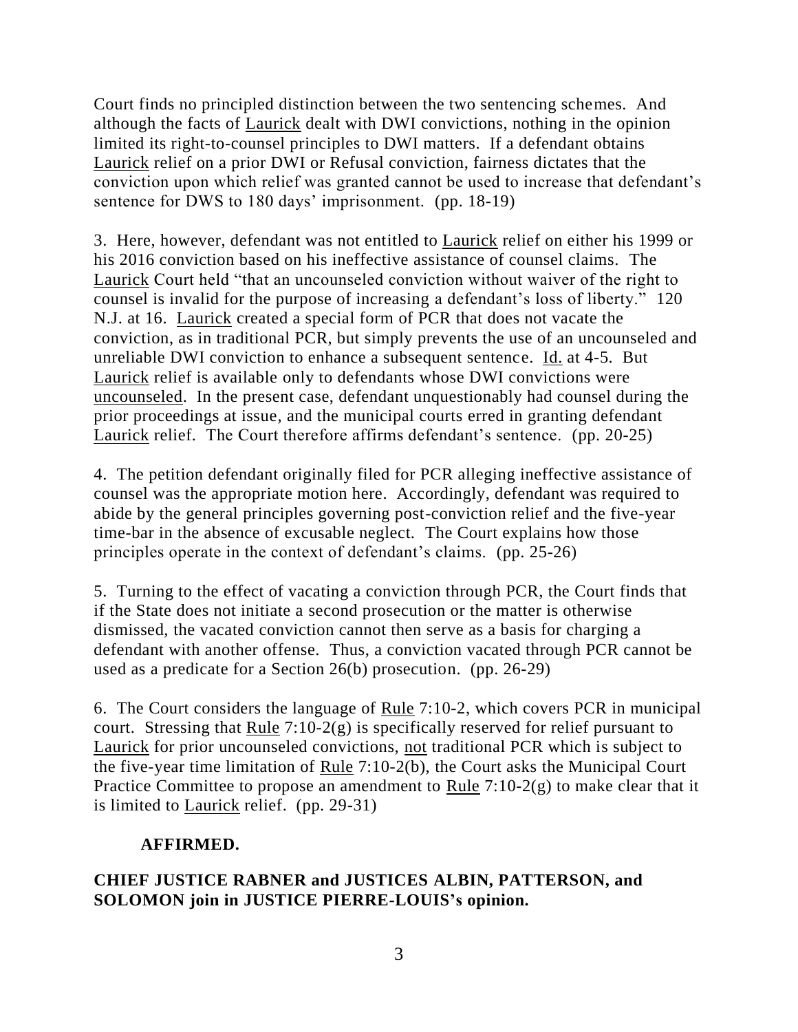Court finds no principled distinction between the two sentencing schemes. And although the facts of Laurick dealt with DWI convictions, nothing in the opinion limited its right-to-counsel principles to DWI matters. If a defendant obtains Laurick relief on a prior DWI or Refusal conviction, fairness dictates that the conviction upon which relief was granted cannot be used to increase that defendant's sentence for DWS to 180 days' imprisonment. (pp. 18-19)

3. Here, however, defendant was not entitled to Laurick relief on either his 1999 or his 2016 conviction based on his ineffective assistance of counsel claims. The Laurick Court held "that an uncounseled conviction without waiver of the right to counsel is invalid for the purpose of increasing a defendant's loss of liberty." 120 N.J. at 16. Laurick created a special form of PCR that does not vacate the conviction, as in traditional PCR, but simply prevents the use of an uncounseled and unreliable DWI conviction to enhance a subsequent sentence. Id. at 4-5. But Laurick relief is available only to defendants whose DWI convictions were uncounseled. In the present case, defendant unquestionably had counsel during the prior proceedings at issue, and the municipal courts erred in granting defendant Laurick relief. The Court therefore affirms defendant's sentence. (pp. 20-25)

4. The petition defendant originally filed for PCR alleging ineffective assistance of counsel was the appropriate motion here. Accordingly, defendant was required to abide by the general principles governing post-conviction relief and the five-year time-bar in the absence of excusable neglect. The Court explains how those principles operate in the context of defendant's claims. (pp. 25-26)

5. Turning to the effect of vacating a conviction through PCR, the Court finds that if the State does not initiate a second prosecution or the matter is otherwise dismissed, the vacated conviction cannot then serve as a basis for charging a defendant with another offense. Thus, a conviction vacated through PCR cannot be used as a predicate for a Section 26(b) prosecution. (pp. 26-29)

6. The Court considers the language of Rule 7:10-2, which covers PCR in municipal court. Stressing that Rule 7:10-2(g) is specifically reserved for relief pursuant to Laurick for prior uncounseled convictions, not traditional PCR which is subject to the five-year time limitation of Rule 7:10-2(b), the Court asks the Municipal Court Practice Committee to propose an amendment to Rule 7:10-2(g) to make clear that it is limited to Laurick relief. (pp. 29-31)

**AFFIRMED.**

**CHIEF JUSTICE RABNER and JUSTICES ALBIN, PATTERSON, and SOLOMON join in JUSTICE PIERRE-LOUIS's opinion.**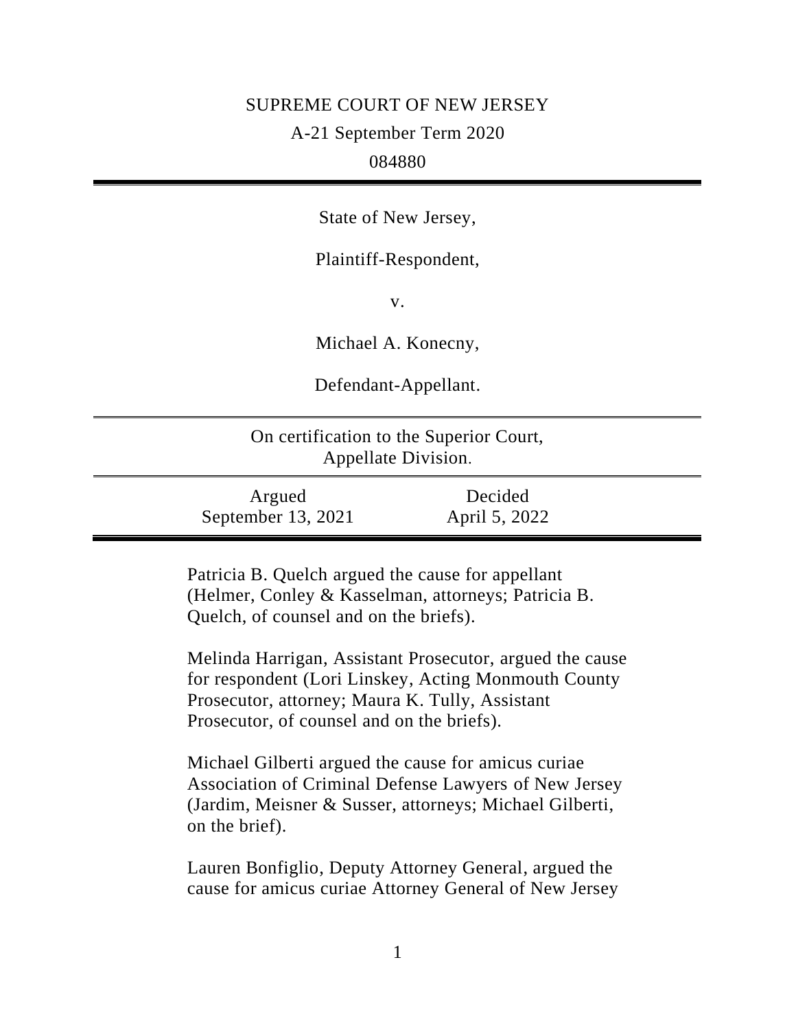SUPREME COURT OF NEW JERSEY

A-21 September Term 2020

084880

State of New Jersey,

Plaintiff-Respondent,

v.

Michael A. Konecny,

Defendant-Appellant.

On certification to the Superior Court, Appellate Division.

| Argued | Decided |
|---|---|
| September 13, 2021 | April 5, 2022 |

Patricia B. Quelch argued the cause for appellant (Helmer, Conley & Kasselman, attorneys; Patricia B. Quelch, of counsel and on the briefs).

Melinda Harrigan, Assistant Prosecutor, argued the cause for respondent (Lori Linskey, Acting Monmouth County Prosecutor, attorney; Maura K. Tully, Assistant Prosecutor, of counsel and on the briefs).

Michael Gilberti argued the cause for amicus curiae Association of Criminal Defense Lawyers of New Jersey (Jardim, Meisner & Susser, attorneys; Michael Gilberti, on the brief).

Lauren Bonfiglio, Deputy Attorney General, argued the cause for amicus curiae Attorney General of New Jersey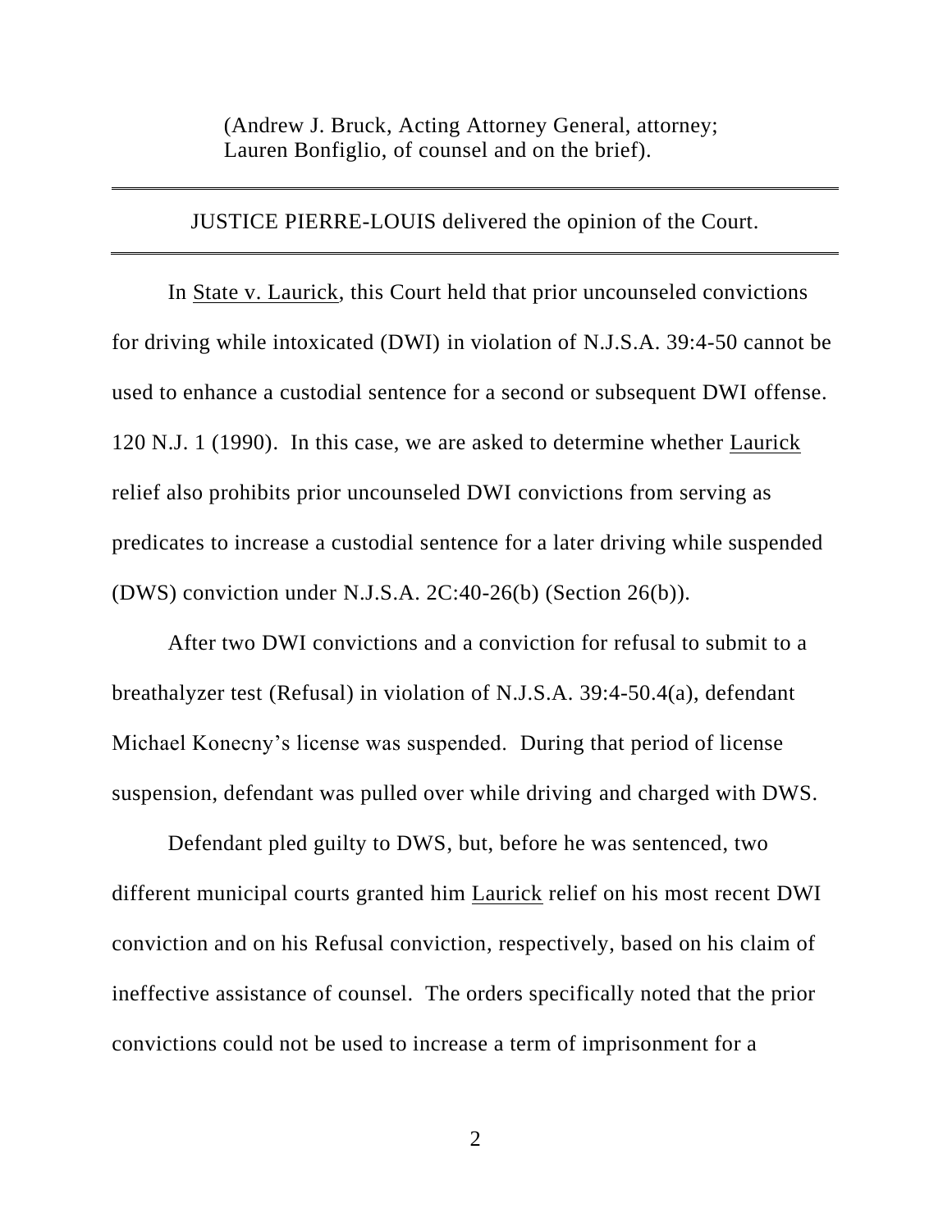(Andrew J. Bruck, Acting Attorney General, attorney; Lauren Bonfiglio, of counsel and on the brief).

---

JUSTICE PIERRE-LOUIS delivered the opinion of the Court.

---

In State v. Laurick, this Court held that prior uncounseled convictions for driving while intoxicated (DWI) in violation of N.J.S.A. 39:4-50 cannot be used to enhance a custodial sentence for a second or subsequent DWI offense. 120 N.J. 1 (1990). In this case, we are asked to determine whether Laurick relief also prohibits prior uncounseled DWI convictions from serving as predicates to increase a custodial sentence for a later driving while suspended (DWS) conviction under N.J.S.A. 2C:40-26(b) (Section 26(b)).

After two DWI convictions and a conviction for refusal to submit to a breathalyzer test (Refusal) in violation of N.J.S.A. 39:4-50.4(a), defendant Michael Konecny's license was suspended. During that period of license suspension, defendant was pulled over while driving and charged with DWS.

Defendant pled guilty to DWS, but, before he was sentenced, two different municipal courts granted him Laurick relief on his most recent DWI conviction and on his Refusal conviction, respectively, based on his claim of ineffective assistance of counsel. The orders specifically noted that the prior convictions could not be used to increase a term of imprisonment for a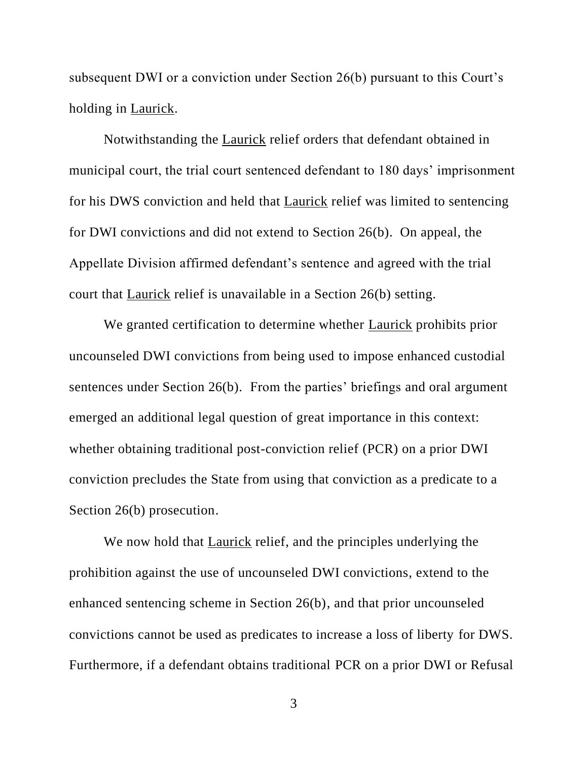subsequent DWI or a conviction under Section 26(b) pursuant to this Court's holding in Laurick.

Notwithstanding the Laurick relief orders that defendant obtained in municipal court, the trial court sentenced defendant to 180 days' imprisonment for his DWS conviction and held that Laurick relief was limited to sentencing for DWI convictions and did not extend to Section 26(b). On appeal, the Appellate Division affirmed defendant's sentence and agreed with the trial court that Laurick relief is unavailable in a Section 26(b) setting.

We granted certification to determine whether Laurick prohibits prior uncounseled DWI convictions from being used to impose enhanced custodial sentences under Section 26(b). From the parties' briefings and oral argument emerged an additional legal question of great importance in this context: whether obtaining traditional post-conviction relief (PCR) on a prior DWI conviction precludes the State from using that conviction as a predicate to a Section 26(b) prosecution.

We now hold that Laurick relief, and the principles underlying the prohibition against the use of uncounseled DWI convictions, extend to the enhanced sentencing scheme in Section 26(b), and that prior uncounseled convictions cannot be used as predicates to increase a loss of liberty for DWS. Furthermore, if a defendant obtains traditional PCR on a prior DWI or Refusal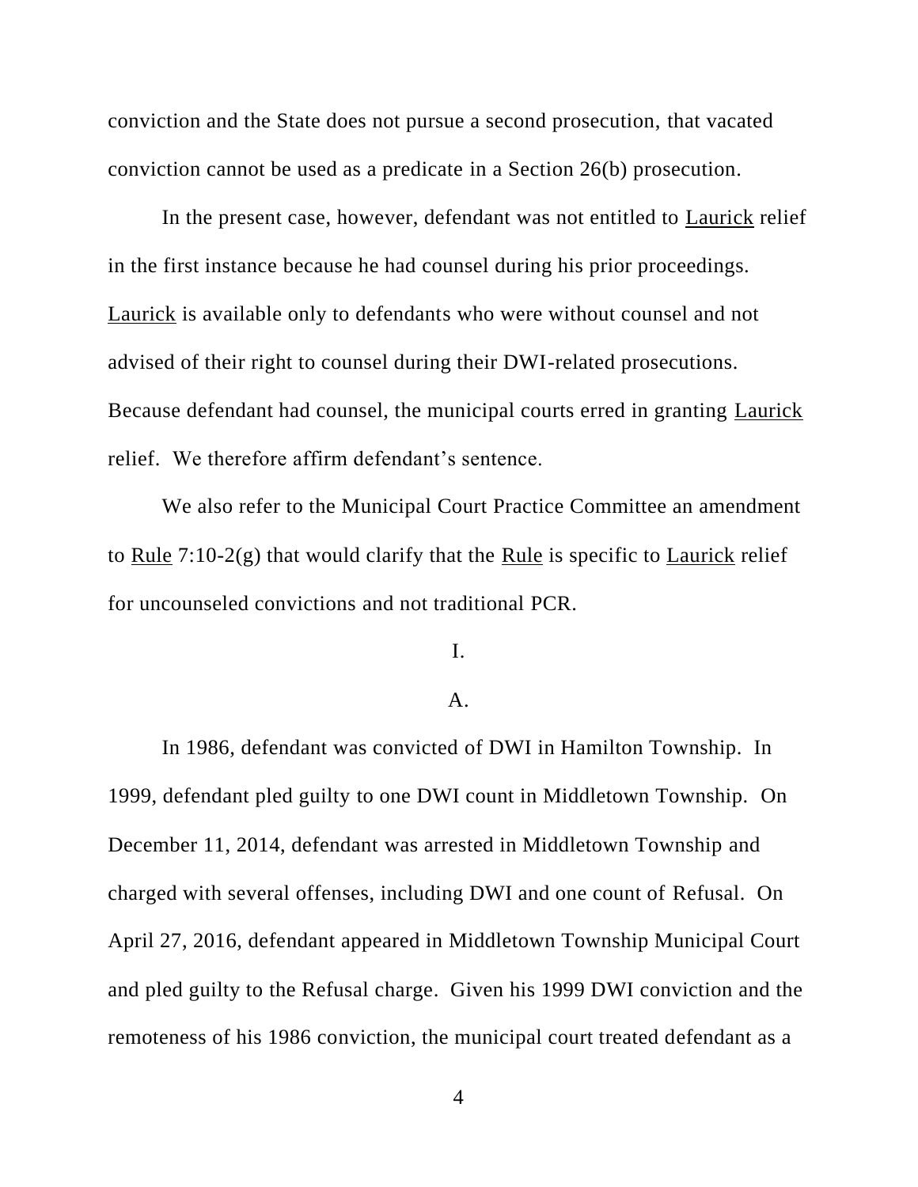conviction and the State does not pursue a second prosecution, that vacated conviction cannot be used as a predicate in a Section 26(b) prosecution.

In the present case, however, defendant was not entitled to Laurick relief in the first instance because he had counsel during his prior proceedings. Laurick is available only to defendants who were without counsel and not advised of their right to counsel during their DWI-related prosecutions. Because defendant had counsel, the municipal courts erred in granting Laurick relief. We therefore affirm defendant's sentence.

We also refer to the Municipal Court Practice Committee an amendment to Rule 7:10-2(g) that would clarify that the Rule is specific to Laurick relief for uncounseled convictions and not traditional PCR.

## I.

### A.

In 1986, defendant was convicted of DWI in Hamilton Township. In 1999, defendant pled guilty to one DWI count in Middletown Township. On December 11, 2014, defendant was arrested in Middletown Township and charged with several offenses, including DWI and one count of Refusal. On April 27, 2016, defendant appeared in Middletown Township Municipal Court and pled guilty to the Refusal charge. Given his 1999 DWI conviction and the remoteness of his 1986 conviction, the municipal court treated defendant as a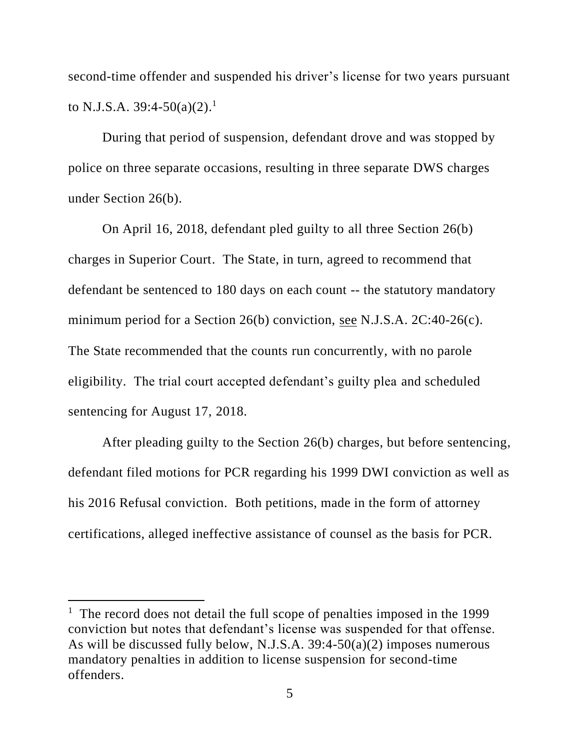second-time offender and suspended his driver's license for two years pursuant to N.J.S.A. 39:4-50(a)(2).[1]

During that period of suspension, defendant drove and was stopped by police on three separate occasions, resulting in three separate DWS charges under Section 26(b).

On April 16, 2018, defendant pled guilty to all three Section 26(b) charges in Superior Court. The State, in turn, agreed to recommend that defendant be sentenced to 180 days on each count -- the statutory mandatory minimum period for a Section 26(b) conviction, see N.J.S.A. 2C:40-26(c). The State recommended that the counts run concurrently, with no parole eligibility. The trial court accepted defendant's guilty plea and scheduled sentencing for August 17, 2018.

After pleading guilty to the Section 26(b) charges, but before sentencing, defendant filed motions for PCR regarding his 1999 DWI conviction as well as his 2016 Refusal conviction. Both petitions, made in the form of attorney certifications, alleged ineffective assistance of counsel as the basis for PCR.

---

[1] The record does not detail the full scope of penalties imposed in the 1999 conviction but notes that defendant's license was suspended for that offense. As will be discussed fully below, N.J.S.A. 39:4-50(a)(2) imposes numerous mandatory penalties in addition to license suspension for second-time offenders.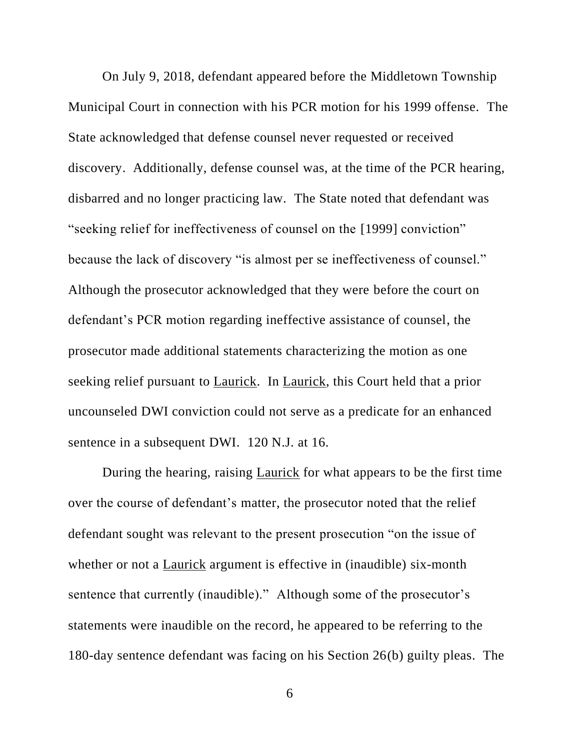On July 9, 2018, defendant appeared before the Middletown Township Municipal Court in connection with his PCR motion for his 1999 offense. The State acknowledged that defense counsel never requested or received discovery. Additionally, defense counsel was, at the time of the PCR hearing, disbarred and no longer practicing law. The State noted that defendant was "seeking relief for ineffectiveness of counsel on the [1999] conviction" because the lack of discovery "is almost per se ineffectiveness of counsel." Although the prosecutor acknowledged that they were before the court on defendant's PCR motion regarding ineffective assistance of counsel, the prosecutor made additional statements characterizing the motion as one seeking relief pursuant to Laurick. In Laurick, this Court held that a prior uncounseled DWI conviction could not serve as a predicate for an enhanced sentence in a subsequent DWI. 120 N.J. at 16.

During the hearing, raising Laurick for what appears to be the first time over the course of defendant's matter, the prosecutor noted that the relief defendant sought was relevant to the present prosecution "on the issue of whether or not a Laurick argument is effective in (inaudible) six-month sentence that currently (inaudible)." Although some of the prosecutor's statements were inaudible on the record, he appeared to be referring to the 180-day sentence defendant was facing on his Section 26(b) guilty pleas. The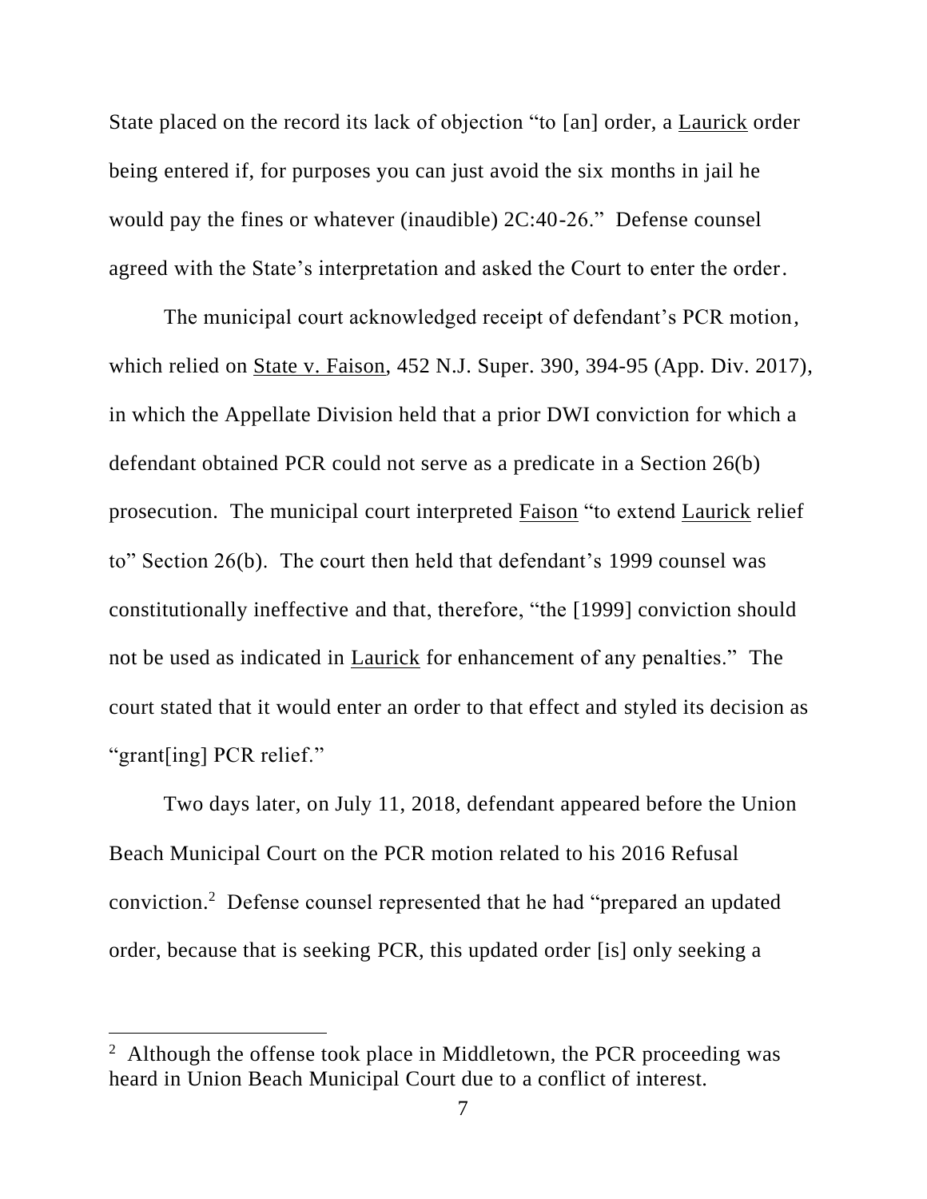State placed on the record its lack of objection "to [an] order, a Laurick order being entered if, for purposes you can just avoid the six months in jail he would pay the fines or whatever (inaudible) 2C:40-26." Defense counsel agreed with the State's interpretation and asked the Court to enter the order.

The municipal court acknowledged receipt of defendant's PCR motion, which relied on State v. Faison, 452 N.J. Super. 390, 394-95 (App. Div. 2017), in which the Appellate Division held that a prior DWI conviction for which a defendant obtained PCR could not serve as a predicate in a Section 26(b) prosecution. The municipal court interpreted Faison "to extend Laurick relief to" Section 26(b). The court then held that defendant's 1999 counsel was constitutionally ineffective and that, therefore, "the [1999] conviction should not be used as indicated in Laurick for enhancement of any penalties." The court stated that it would enter an order to that effect and styled its decision as "grant[ing] PCR relief."

Two days later, on July 11, 2018, defendant appeared before the Union Beach Municipal Court on the PCR motion related to his 2016 Refusal conviction.[2] Defense counsel represented that he had "prepared an updated order, because that is seeking PCR, this updated order [is] only seeking a

[2] Although the offense took place in Middletown, the PCR proceeding was heard in Union Beach Municipal Court due to a conflict of interest.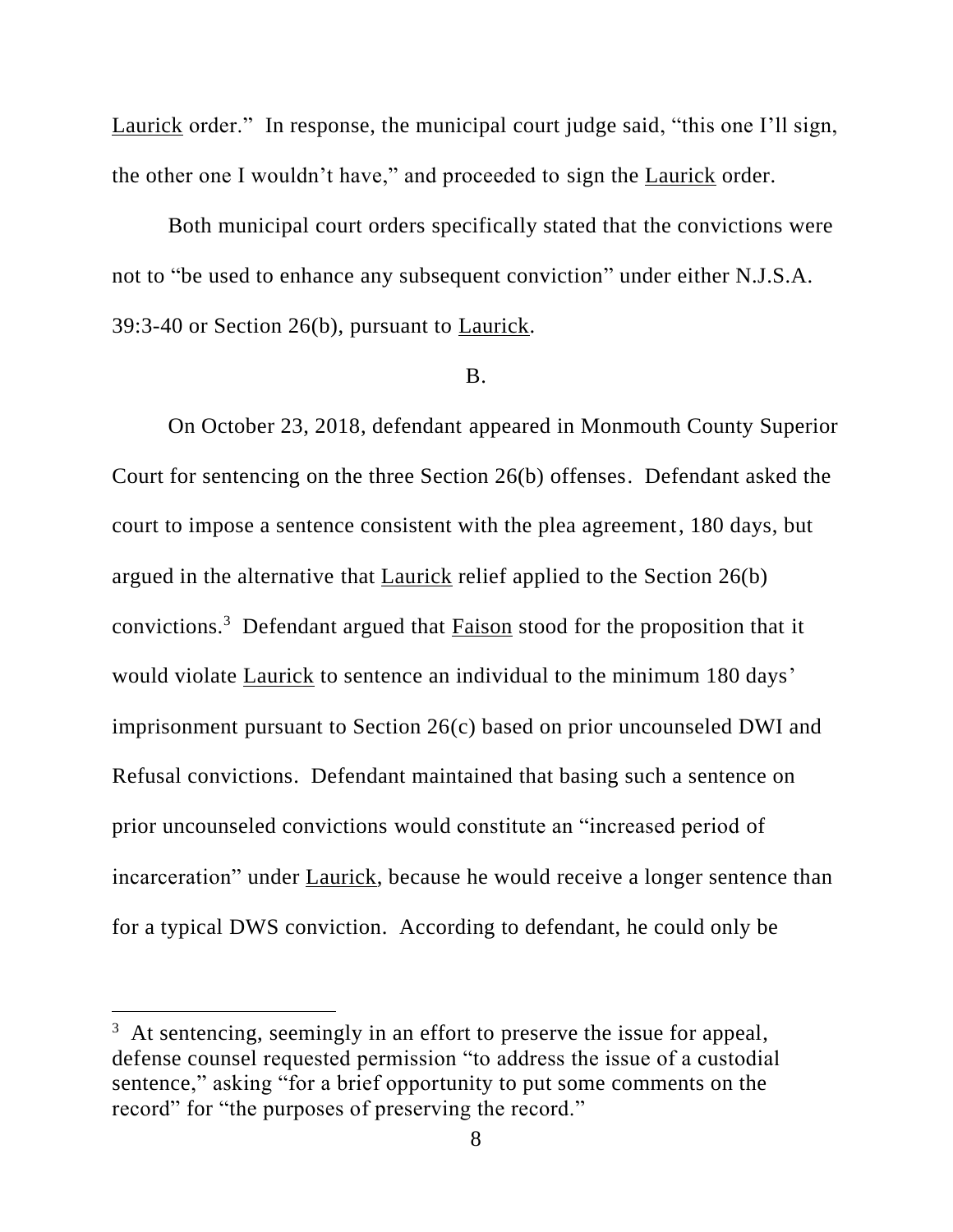Laurick order." In response, the municipal court judge said, "this one I'll sign, the other one I wouldn't have," and proceeded to sign the Laurick order.

Both municipal court orders specifically stated that the convictions were not to "be used to enhance any subsequent conviction" under either N.J.S.A. 39:3-40 or Section 26(b), pursuant to Laurick.

B.

On October 23, 2018, defendant appeared in Monmouth County Superior Court for sentencing on the three Section 26(b) offenses. Defendant asked the court to impose a sentence consistent with the plea agreement, 180 days, but argued in the alternative that Laurick relief applied to the Section 26(b) convictions.[3] Defendant argued that Faison stood for the proposition that it would violate Laurick to sentence an individual to the minimum 180 days' imprisonment pursuant to Section 26(c) based on prior uncounseled DWI and Refusal convictions. Defendant maintained that basing such a sentence on prior uncounseled convictions would constitute an "increased period of incarceration" under Laurick, because he would receive a longer sentence than for a typical DWS conviction. According to defendant, he could only be

[3] At sentencing, seemingly in an effort to preserve the issue for appeal, defense counsel requested permission "to address the issue of a custodial sentence," asking "for a brief opportunity to put some comments on the record" for "the purposes of preserving the record."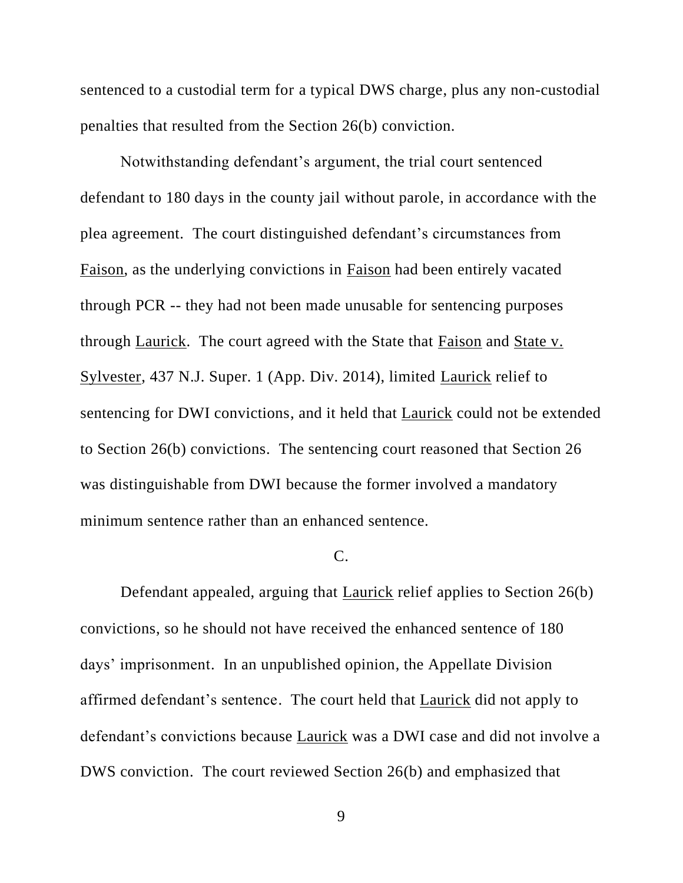sentenced to a custodial term for a typical DWS charge, plus any non-custodial penalties that resulted from the Section 26(b) conviction.

Notwithstanding defendant's argument, the trial court sentenced defendant to 180 days in the county jail without parole, in accordance with the plea agreement. The court distinguished defendant's circumstances from Faison, as the underlying convictions in Faison had been entirely vacated through PCR -- they had not been made unusable for sentencing purposes through Laurick. The court agreed with the State that Faison and State v. Sylvester, 437 N.J. Super. 1 (App. Div. 2014), limited Laurick relief to sentencing for DWI convictions, and it held that Laurick could not be extended to Section 26(b) convictions. The sentencing court reasoned that Section 26 was distinguishable from DWI because the former involved a mandatory minimum sentence rather than an enhanced sentence.

C.

Defendant appealed, arguing that Laurick relief applies to Section 26(b) convictions, so he should not have received the enhanced sentence of 180 days' imprisonment. In an unpublished opinion, the Appellate Division affirmed defendant's sentence. The court held that Laurick did not apply to defendant's convictions because Laurick was a DWI case and did not involve a DWS conviction. The court reviewed Section 26(b) and emphasized that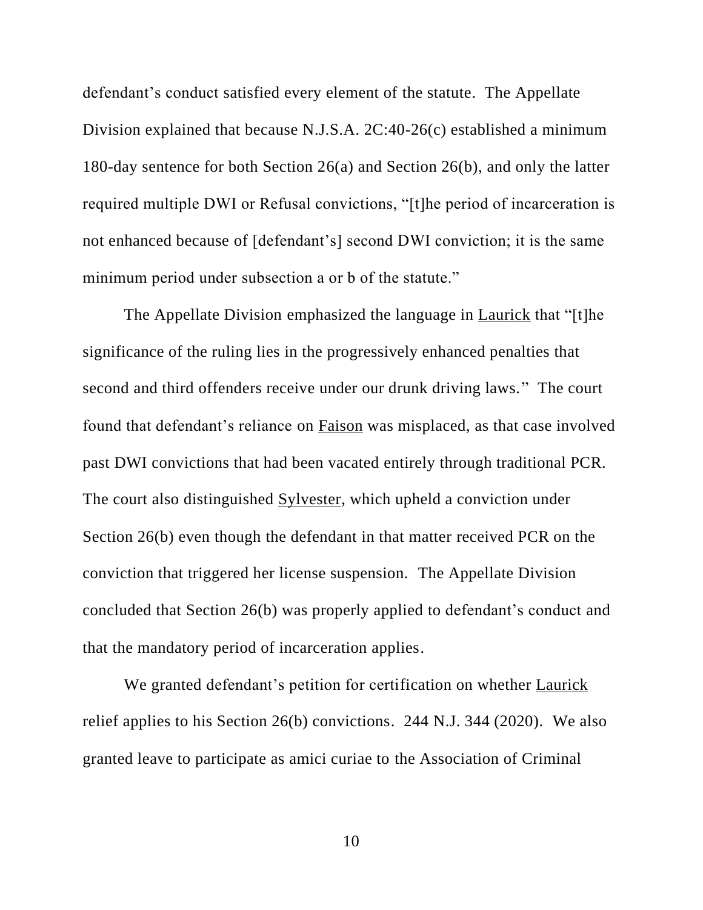defendant's conduct satisfied every element of the statute. The Appellate Division explained that because N.J.S.A. 2C:40-26(c) established a minimum 180-day sentence for both Section 26(a) and Section 26(b), and only the latter required multiple DWI or Refusal convictions, "[t]he period of incarceration is not enhanced because of [defendant's] second DWI conviction; it is the same minimum period under subsection a or b of the statute."

The Appellate Division emphasized the language in Laurick that "[t]he significance of the ruling lies in the progressively enhanced penalties that second and third offenders receive under our drunk driving laws." The court found that defendant's reliance on Faison was misplaced, as that case involved past DWI convictions that had been vacated entirely through traditional PCR. The court also distinguished Sylvester, which upheld a conviction under Section 26(b) even though the defendant in that matter received PCR on the conviction that triggered her license suspension. The Appellate Division concluded that Section 26(b) was properly applied to defendant's conduct and that the mandatory period of incarceration applies.

We granted defendant's petition for certification on whether Laurick relief applies to his Section 26(b) convictions. 244 N.J. 344 (2020). We also granted leave to participate as amici curiae to the Association of Criminal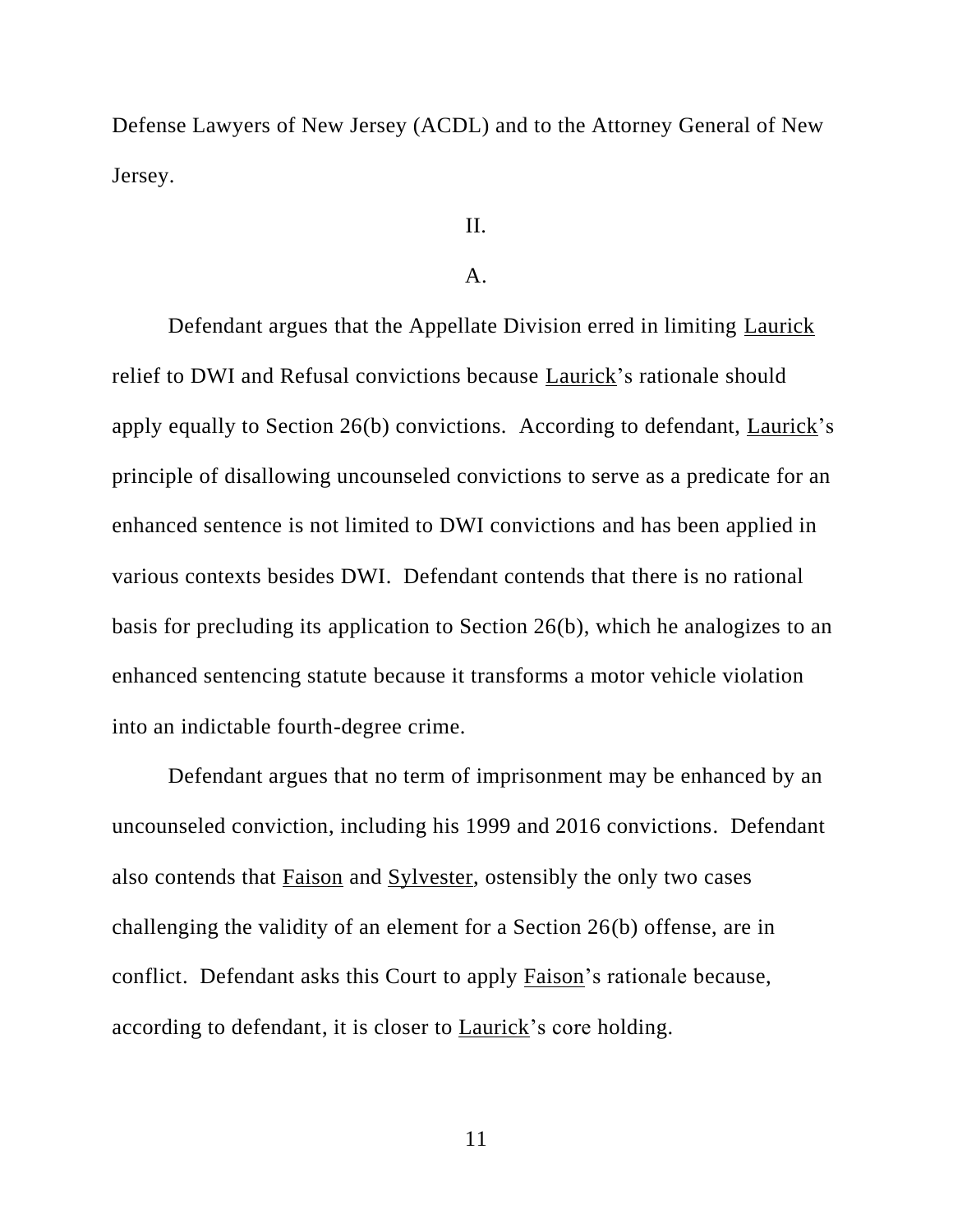Defense Lawyers of New Jersey (ACDL) and to the Attorney General of New Jersey.

## II.

### A.

Defendant argues that the Appellate Division erred in limiting Laurick relief to DWI and Refusal convictions because Laurick's rationale should apply equally to Section 26(b) convictions. According to defendant, Laurick's principle of disallowing uncounseled convictions to serve as a predicate for an enhanced sentence is not limited to DWI convictions and has been applied in various contexts besides DWI. Defendant contends that there is no rational basis for precluding its application to Section 26(b), which he analogizes to an enhanced sentencing statute because it transforms a motor vehicle violation into an indictable fourth-degree crime.

Defendant argues that no term of imprisonment may be enhanced by an uncounseled conviction, including his 1999 and 2016 convictions. Defendant also contends that Faison and Sylvester, ostensibly the only two cases challenging the validity of an element for a Section 26(b) offense, are in conflict. Defendant asks this Court to apply Faison's rationale because, according to defendant, it is closer to Laurick's core holding.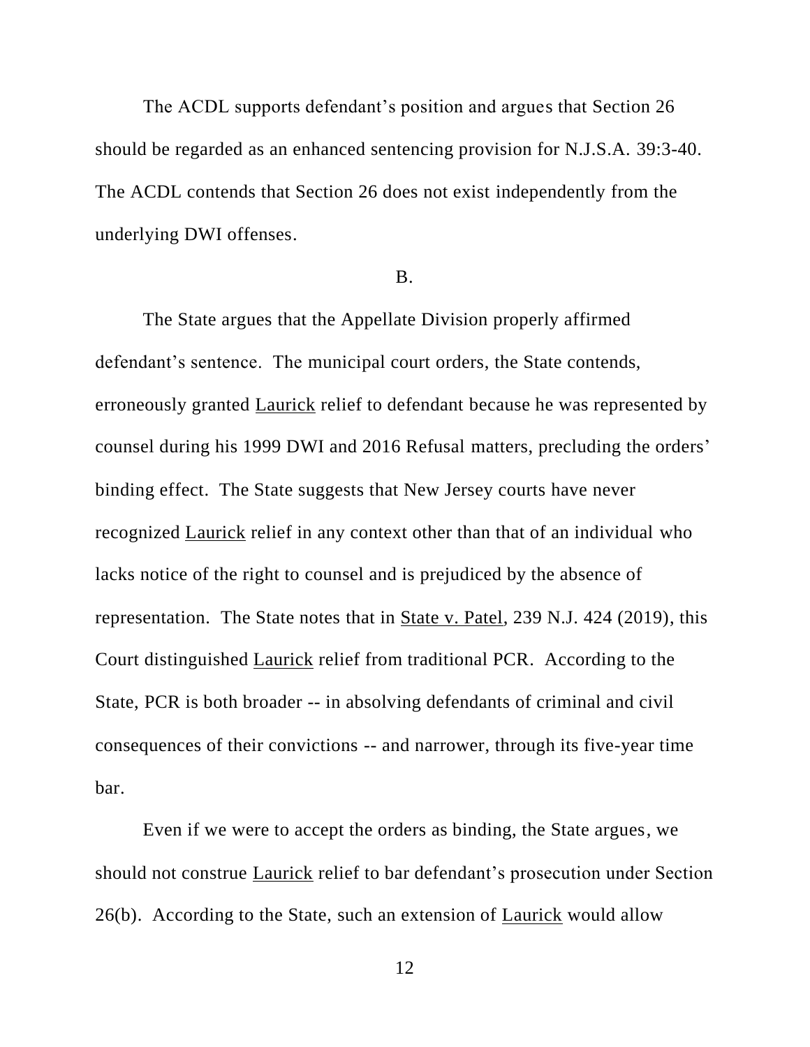The ACDL supports defendant's position and argues that Section 26 should be regarded as an enhanced sentencing provision for N.J.S.A. 39:3-40. The ACDL contends that Section 26 does not exist independently from the underlying DWI offenses.

B.

The State argues that the Appellate Division properly affirmed defendant's sentence. The municipal court orders, the State contends, erroneously granted Laurick relief to defendant because he was represented by counsel during his 1999 DWI and 2016 Refusal matters, precluding the orders' binding effect. The State suggests that New Jersey courts have never recognized Laurick relief in any context other than that of an individual who lacks notice of the right to counsel and is prejudiced by the absence of representation. The State notes that in State v. Patel, 239 N.J. 424 (2019), this Court distinguished Laurick relief from traditional PCR. According to the State, PCR is both broader -- in absolving defendants of criminal and civil consequences of their convictions -- and narrower, through its five-year time bar.

Even if we were to accept the orders as binding, the State argues, we should not construe Laurick relief to bar defendant's prosecution under Section 26(b). According to the State, such an extension of Laurick would allow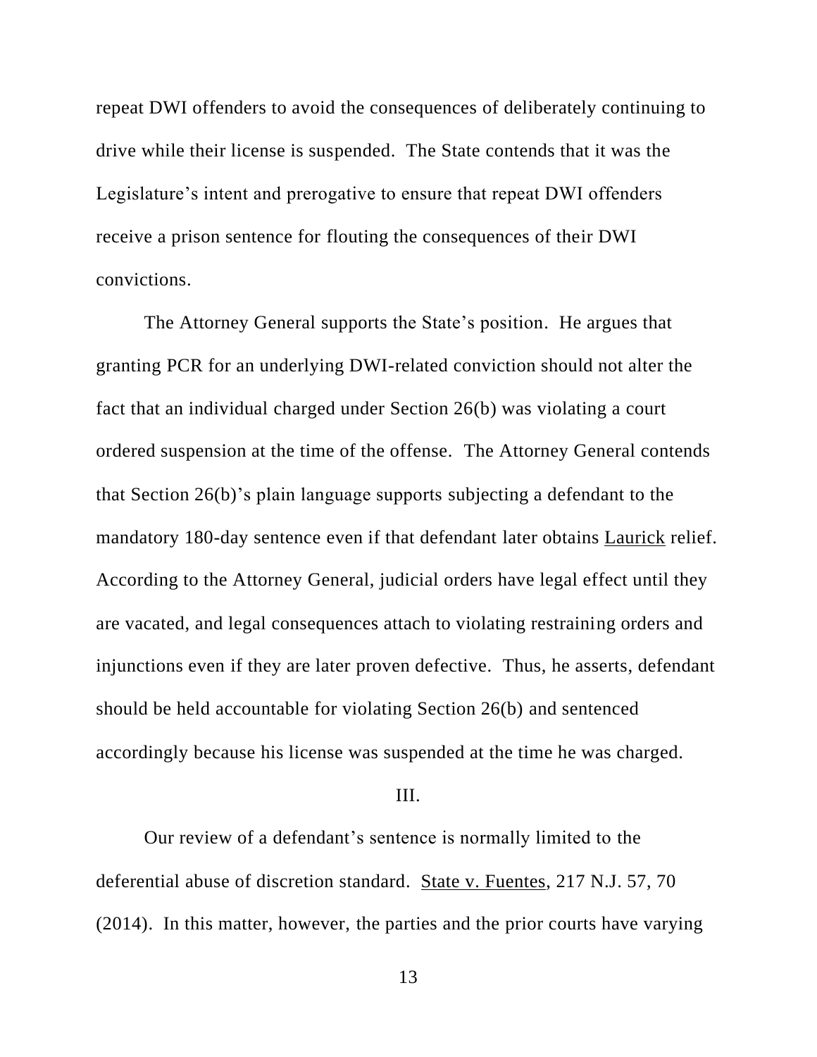repeat DWI offenders to avoid the consequences of deliberately continuing to drive while their license is suspended. The State contends that it was the Legislature's intent and prerogative to ensure that repeat DWI offenders receive a prison sentence for flouting the consequences of their DWI convictions.

The Attorney General supports the State's position. He argues that granting PCR for an underlying DWI-related conviction should not alter the fact that an individual charged under Section 26(b) was violating a court ordered suspension at the time of the offense. The Attorney General contends that Section 26(b)'s plain language supports subjecting a defendant to the mandatory 180-day sentence even if that defendant later obtains Laurick relief. According to the Attorney General, judicial orders have legal effect until they are vacated, and legal consequences attach to violating restraining orders and injunctions even if they are later proven defective. Thus, he asserts, defendant should be held accountable for violating Section 26(b) and sentenced accordingly because his license was suspended at the time he was charged.

## III.

Our review of a defendant's sentence is normally limited to the deferential abuse of discretion standard. State v. Fuentes, 217 N.J. 57, 70 (2014). In this matter, however, the parties and the prior courts have varying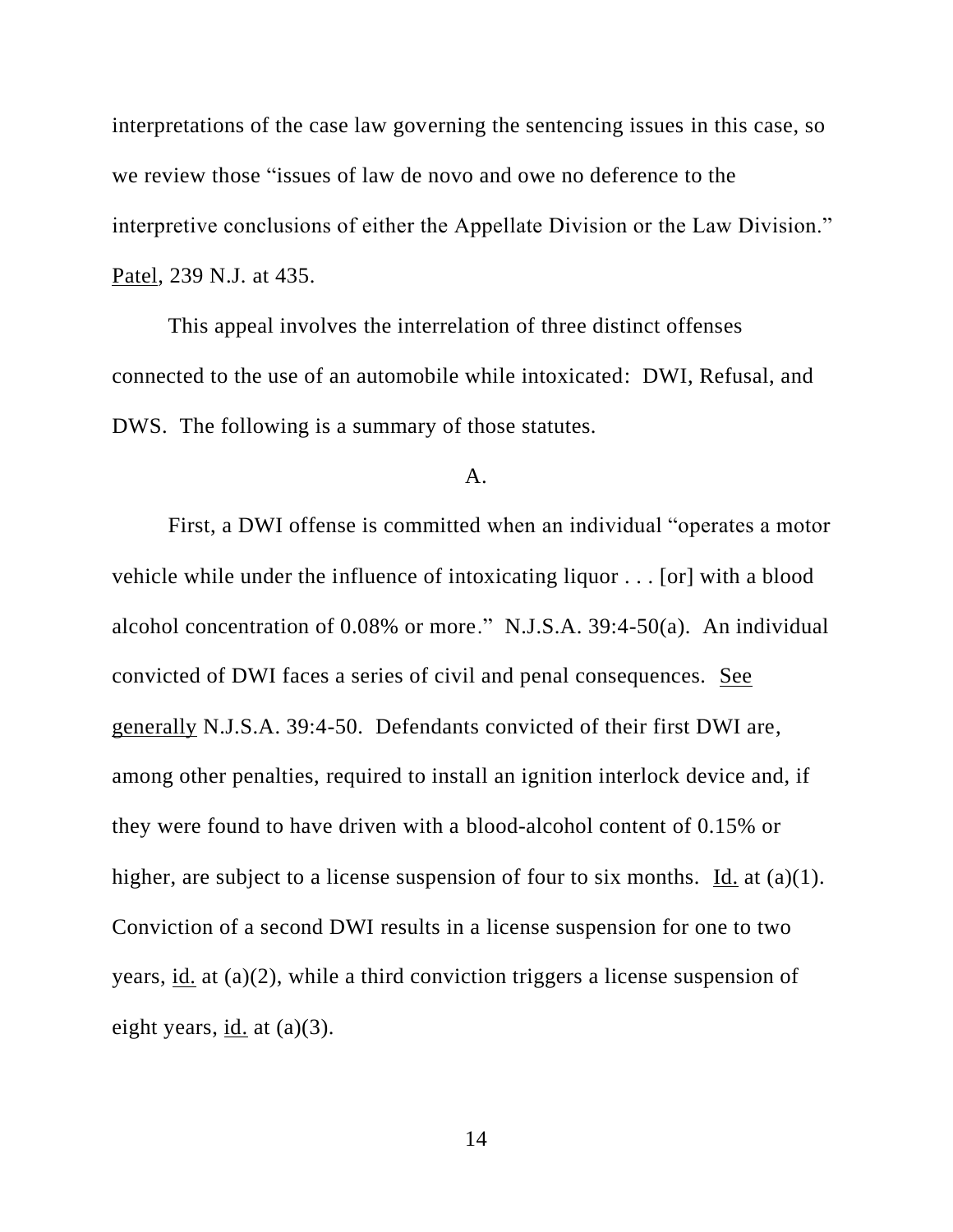interpretations of the case law governing the sentencing issues in this case, so we review those "issues of law de novo and owe no deference to the interpretive conclusions of either the Appellate Division or the Law Division." Patel, 239 N.J. at 435.

This appeal involves the interrelation of three distinct offenses connected to the use of an automobile while intoxicated: DWI, Refusal, and DWS. The following is a summary of those statutes.

A.

First, a DWI offense is committed when an individual "operates a motor vehicle while under the influence of intoxicating liquor . . . [or] with a blood alcohol concentration of 0.08% or more." N.J.S.A. 39:4-50(a). An individual convicted of DWI faces a series of civil and penal consequences. See generally N.J.S.A. 39:4-50. Defendants convicted of their first DWI are, among other penalties, required to install an ignition interlock device and, if they were found to have driven with a blood-alcohol content of 0.15% or higher, are subject to a license suspension of four to six months. Id. at (a)(1). Conviction of a second DWI results in a license suspension for one to two years, id. at (a)(2), while a third conviction triggers a license suspension of eight years, id. at (a)(3).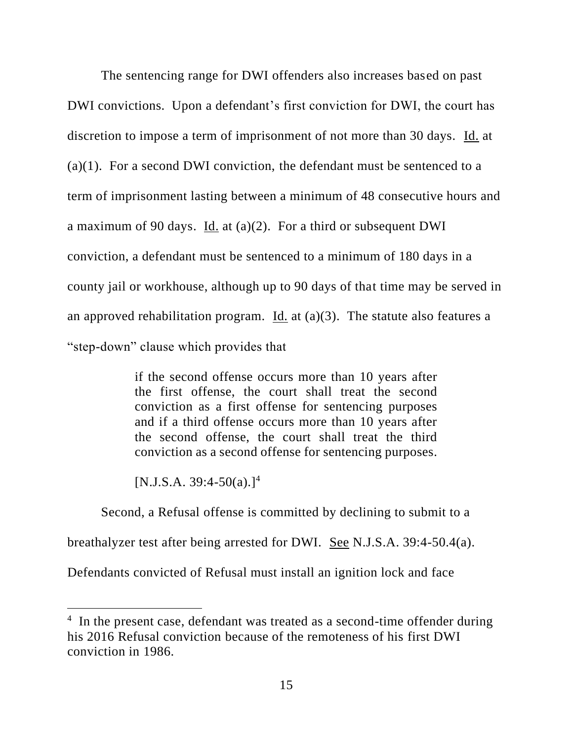The sentencing range for DWI offenders also increases based on past DWI convictions. Upon a defendant's first conviction for DWI, the court has discretion to impose a term of imprisonment of not more than 30 days. Id. at (a)(1). For a second DWI conviction, the defendant must be sentenced to a term of imprisonment lasting between a minimum of 48 consecutive hours and a maximum of 90 days. Id. at (a)(2). For a third or subsequent DWI conviction, a defendant must be sentenced to a minimum of 180 days in a county jail or workhouse, although up to 90 days of that time may be served in an approved rehabilitation program. Id. at (a)(3). The statute also features a "step-down" clause which provides that

> if the second offense occurs more than 10 years after the first offense, the court shall treat the second conviction as a first offense for sentencing purposes and if a third offense occurs more than 10 years after the second offense, the court shall treat the third conviction as a second offense for sentencing purposes.
>
> [N.J.S.A. 39:4-50(a).][4]

Second, a Refusal offense is committed by declining to submit to a breathalyzer test after being arrested for DWI. See N.J.S.A. 39:4-50.4(a). Defendants convicted of Refusal must install an ignition lock and face

---

[4] In the present case, defendant was treated as a second-time offender during his 2016 Refusal conviction because of the remoteness of his first DWI conviction in 1986.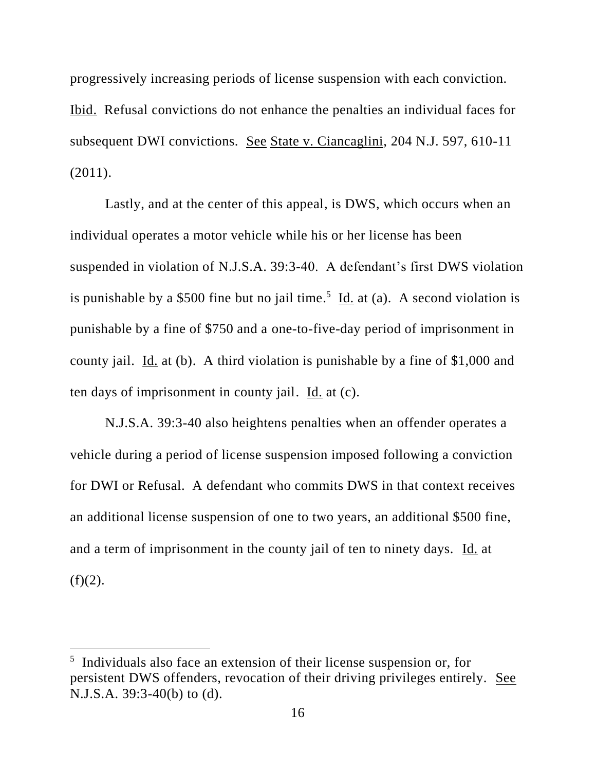progressively increasing periods of license suspension with each conviction. Ibid. Refusal convictions do not enhance the penalties an individual faces for subsequent DWI convictions. See State v. Ciancaglini, 204 N.J. 597, 610-11 (2011).

Lastly, and at the center of this appeal, is DWS, which occurs when an individual operates a motor vehicle while his or her license has been suspended in violation of N.J.S.A. 39:3-40. A defendant's first DWS violation is punishable by a $500 fine but no jail time.[5] Id. at (a). A second violation is punishable by a fine of $750 and a one-to-five-day period of imprisonment in county jail. Id. at (b). A third violation is punishable by a fine of $1,000 and ten days of imprisonment in county jail. Id. at (c).

N.J.S.A. 39:3-40 also heightens penalties when an offender operates a vehicle during a period of license suspension imposed following a conviction for DWI or Refusal. A defendant who commits DWS in that context receives an additional license suspension of one to two years, an additional $500 fine, and a term of imprisonment in the county jail of ten to ninety days. Id. at (f)(2).

---

[5] Individuals also face an extension of their license suspension or, for persistent DWS offenders, revocation of their driving privileges entirely. See N.J.S.A. 39:3-40(b) to (d).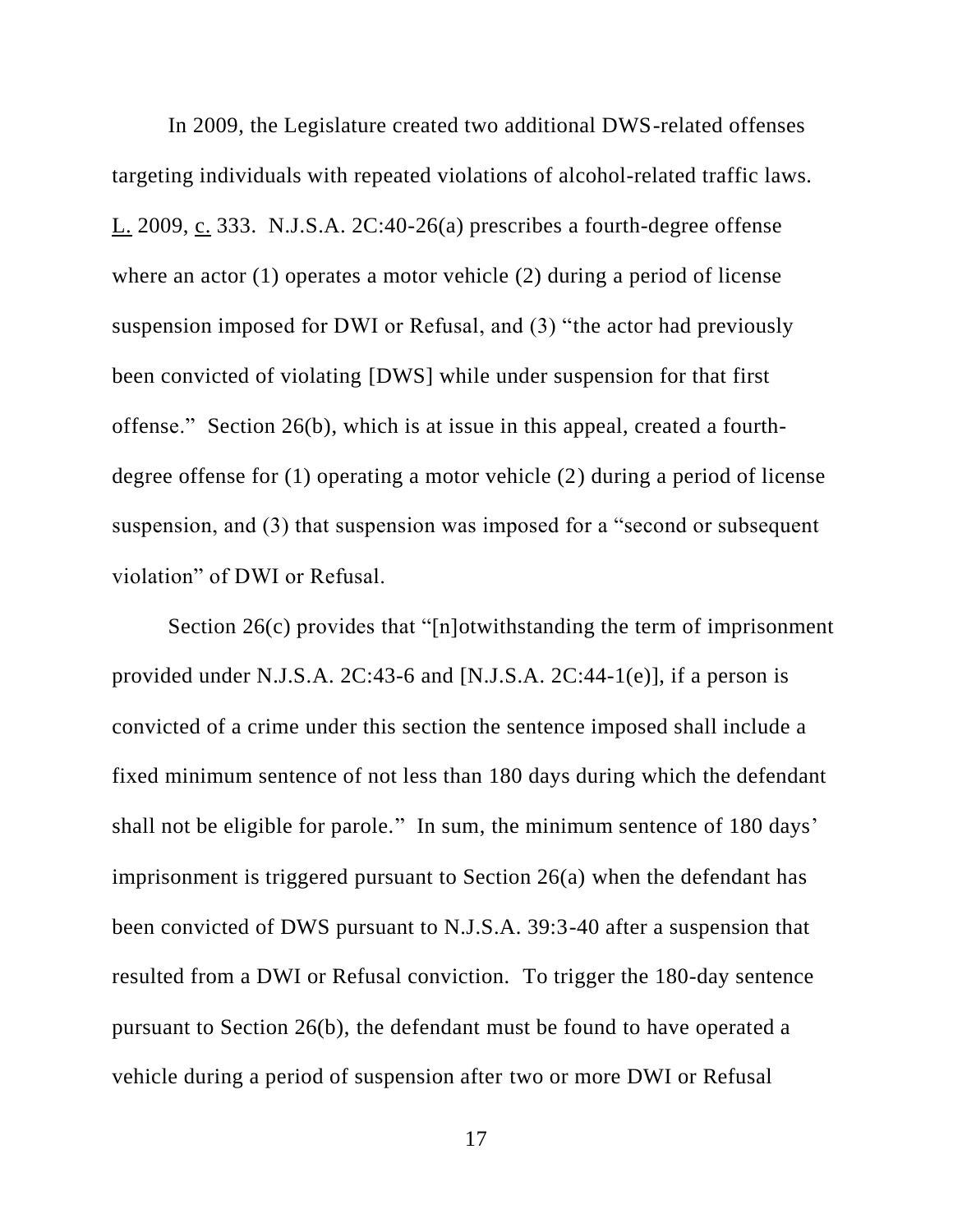In 2009, the Legislature created two additional DWS-related offenses targeting individuals with repeated violations of alcohol-related traffic laws. L. 2009, c. 333. N.J.S.A. 2C:40-26(a) prescribes a fourth-degree offense where an actor (1) operates a motor vehicle (2) during a period of license suspension imposed for DWI or Refusal, and (3) "the actor had previously been convicted of violating [DWS] while under suspension for that first offense." Section 26(b), which is at issue in this appeal, created a fourth-degree offense for (1) operating a motor vehicle (2) during a period of license suspension, and (3) that suspension was imposed for a "second or subsequent violation" of DWI or Refusal.

Section 26(c) provides that "[n]otwithstanding the term of imprisonment provided under N.J.S.A. 2C:43-6 and [N.J.S.A. 2C:44-1(e)], if a person is convicted of a crime under this section the sentence imposed shall include a fixed minimum sentence of not less than 180 days during which the defendant shall not be eligible for parole." In sum, the minimum sentence of 180 days' imprisonment is triggered pursuant to Section 26(a) when the defendant has been convicted of DWS pursuant to N.J.S.A. 39:3-40 after a suspension that resulted from a DWI or Refusal conviction. To trigger the 180-day sentence pursuant to Section 26(b), the defendant must be found to have operated a vehicle during a period of suspension after two or more DWI or Refusal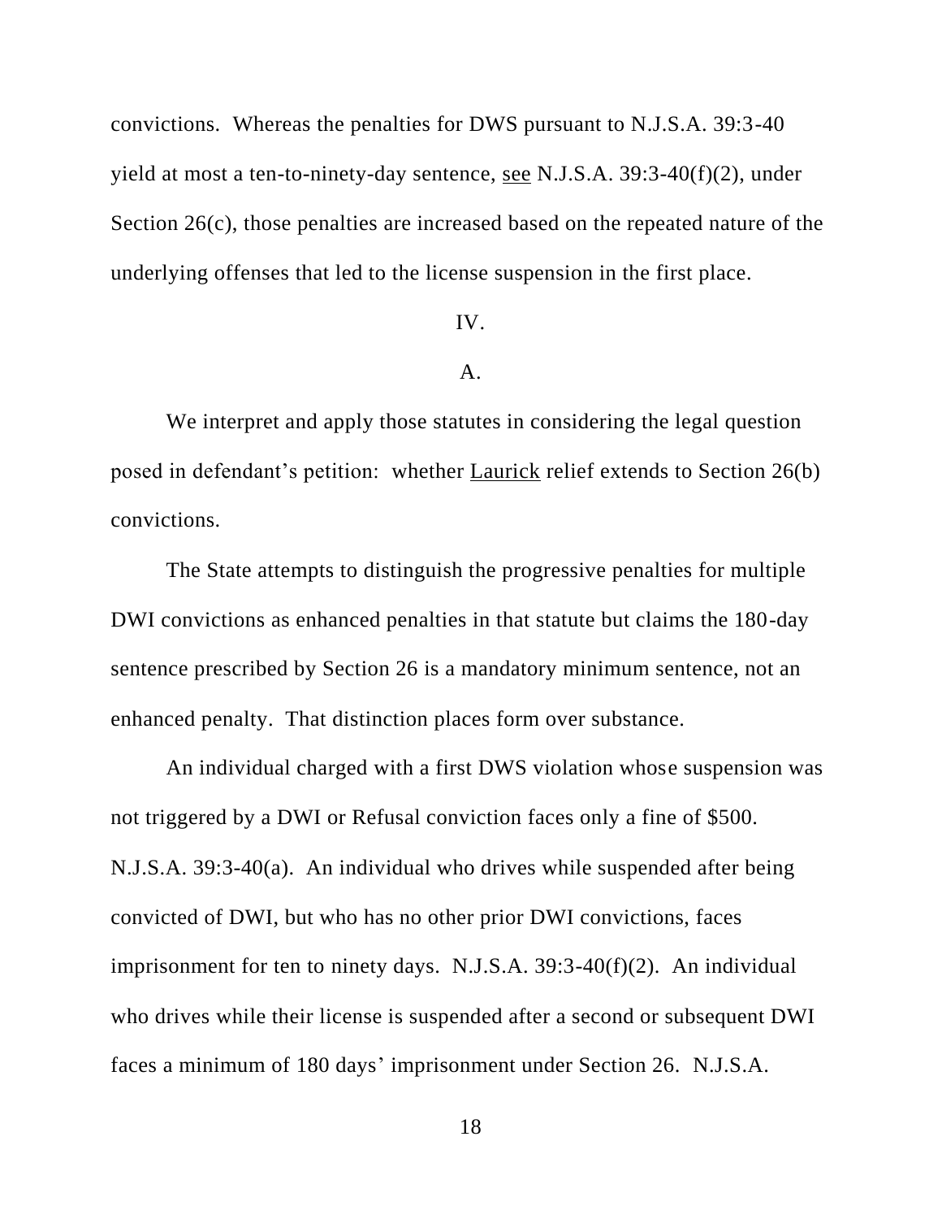convictions. Whereas the penalties for DWS pursuant to N.J.S.A. 39:3-40 yield at most a ten-to-ninety-day sentence, see N.J.S.A. 39:3-40(f)(2), under Section 26(c), those penalties are increased based on the repeated nature of the underlying offenses that led to the license suspension in the first place.

## IV.

### A.

We interpret and apply those statutes in considering the legal question posed in defendant's petition: whether Laurick relief extends to Section 26(b) convictions.

The State attempts to distinguish the progressive penalties for multiple DWI convictions as enhanced penalties in that statute but claims the 180-day sentence prescribed by Section 26 is a mandatory minimum sentence, not an enhanced penalty. That distinction places form over substance.

An individual charged with a first DWS violation whose suspension was not triggered by a DWI or Refusal conviction faces only a fine of $500. N.J.S.A. 39:3-40(a). An individual who drives while suspended after being convicted of DWI, but who has no other prior DWI convictions, faces imprisonment for ten to ninety days. N.J.S.A. 39:3-40(f)(2). An individual who drives while their license is suspended after a second or subsequent DWI faces a minimum of 180 days' imprisonment under Section 26. N.J.S.A.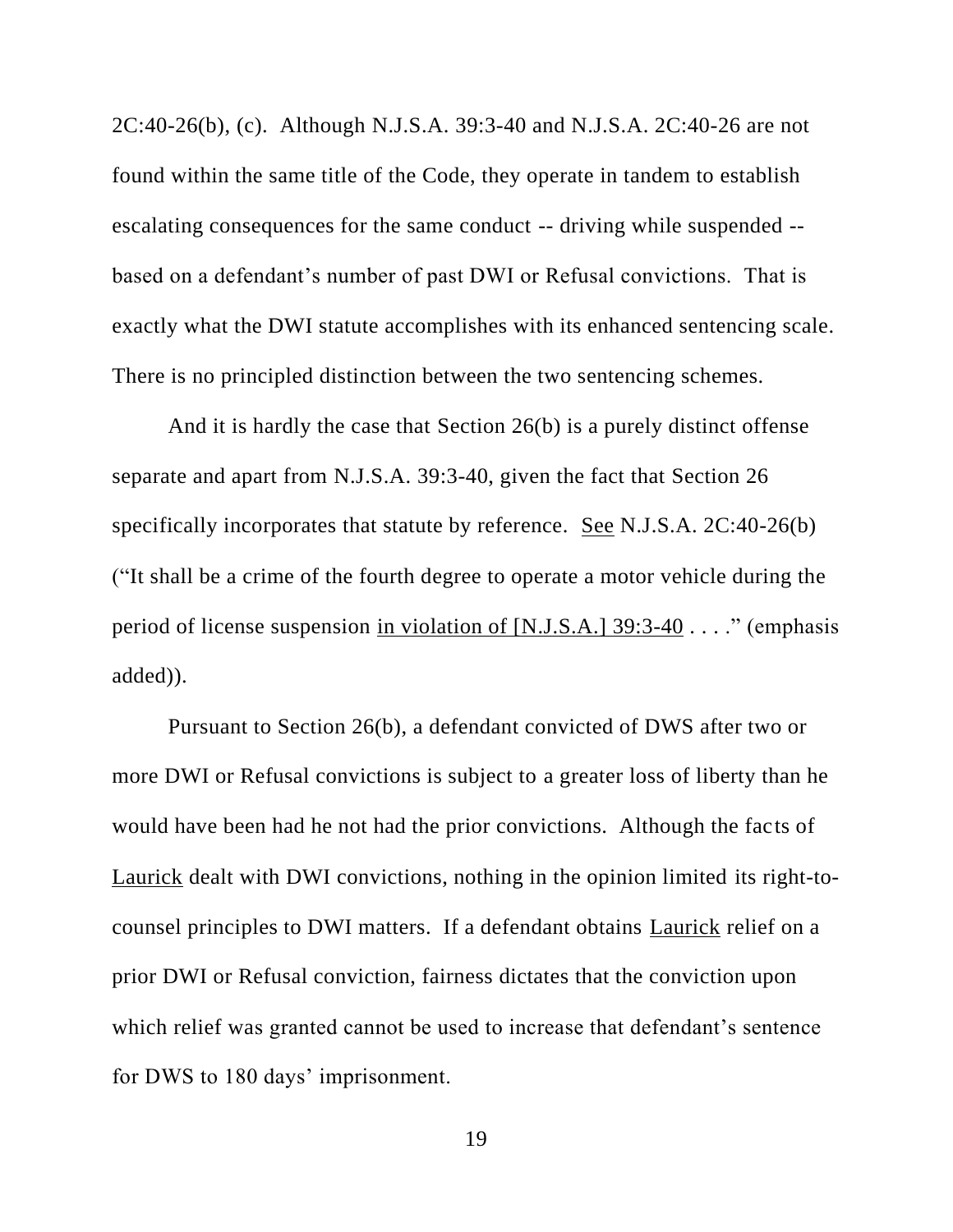2C:40-26(b), (c). Although N.J.S.A. 39:3-40 and N.J.S.A. 2C:40-26 are not found within the same title of the Code, they operate in tandem to establish escalating consequences for the same conduct -- driving while suspended -- based on a defendant's number of past DWI or Refusal convictions. That is exactly what the DWI statute accomplishes with its enhanced sentencing scale. There is no principled distinction between the two sentencing schemes.

And it is hardly the case that Section 26(b) is a purely distinct offense separate and apart from N.J.S.A. 39:3-40, given the fact that Section 26 specifically incorporates that statute by reference. See N.J.S.A. 2C:40-26(b) ("It shall be a crime of the fourth degree to operate a motor vehicle during the period of license suspension in violation of [N.J.S.A.] 39:3-40 . . . ." (emphasis added)).

Pursuant to Section 26(b), a defendant convicted of DWS after two or more DWI or Refusal convictions is subject to a greater loss of liberty than he would have been had he not had the prior convictions. Although the facts of Laurick dealt with DWI convictions, nothing in the opinion limited its right-to-counsel principles to DWI matters. If a defendant obtains Laurick relief on a prior DWI or Refusal conviction, fairness dictates that the conviction upon which relief was granted cannot be used to increase that defendant's sentence for DWS to 180 days' imprisonment.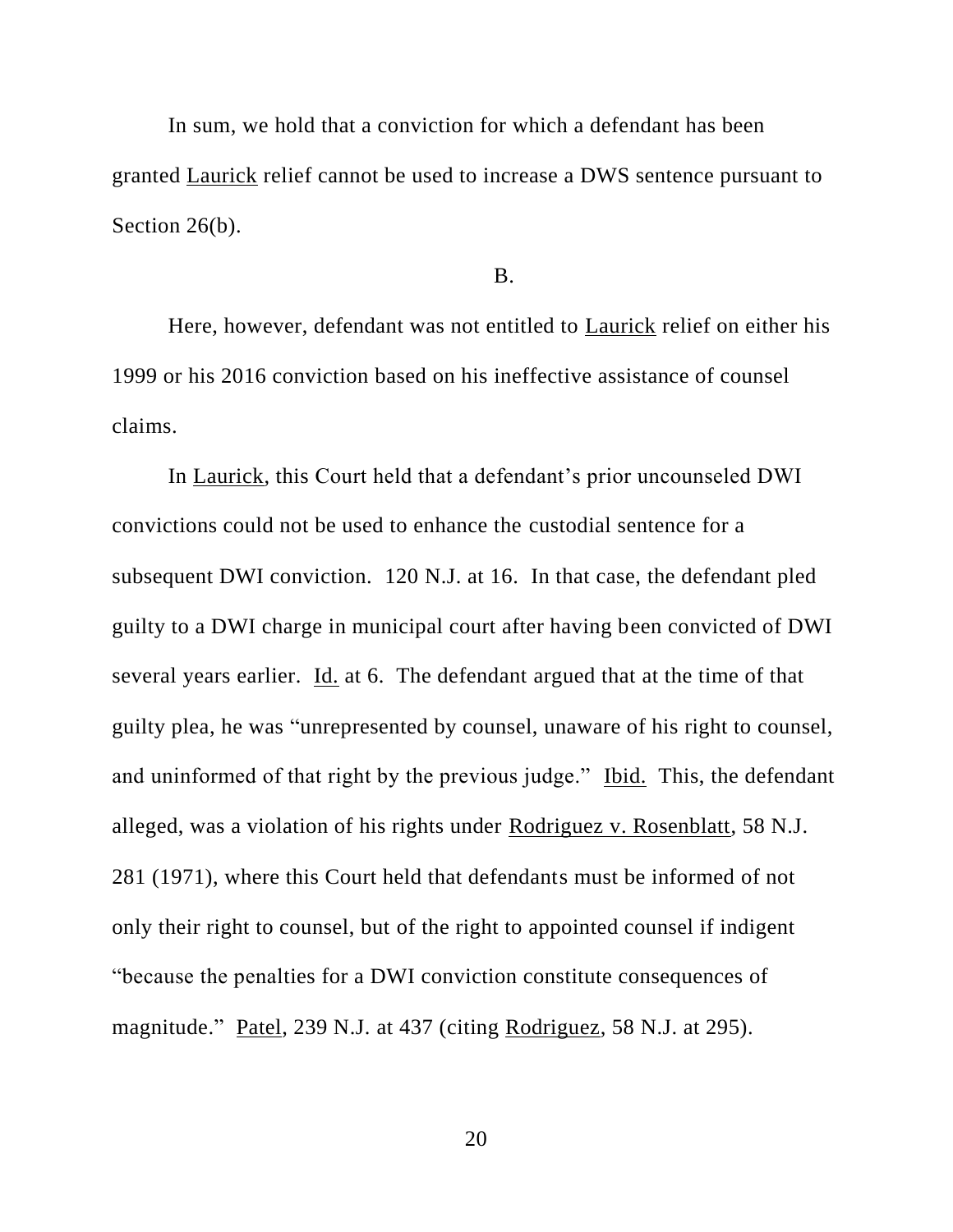In sum, we hold that a conviction for which a defendant has been granted Laurick relief cannot be used to increase a DWS sentence pursuant to Section 26(b).

B.

Here, however, defendant was not entitled to Laurick relief on either his 1999 or his 2016 conviction based on his ineffective assistance of counsel claims.

In Laurick, this Court held that a defendant's prior uncounseled DWI convictions could not be used to enhance the custodial sentence for a subsequent DWI conviction. 120 N.J. at 16. In that case, the defendant pled guilty to a DWI charge in municipal court after having been convicted of DWI several years earlier. Id. at 6. The defendant argued that at the time of that guilty plea, he was "unrepresented by counsel, unaware of his right to counsel, and uninformed of that right by the previous judge." Ibid. This, the defendant alleged, was a violation of his rights under Rodriguez v. Rosenblatt, 58 N.J. 281 (1971), where this Court held that defendants must be informed of not only their right to counsel, but of the right to appointed counsel if indigent "because the penalties for a DWI conviction constitute consequences of magnitude." Patel, 239 N.J. at 437 (citing Rodriguez, 58 N.J. at 295).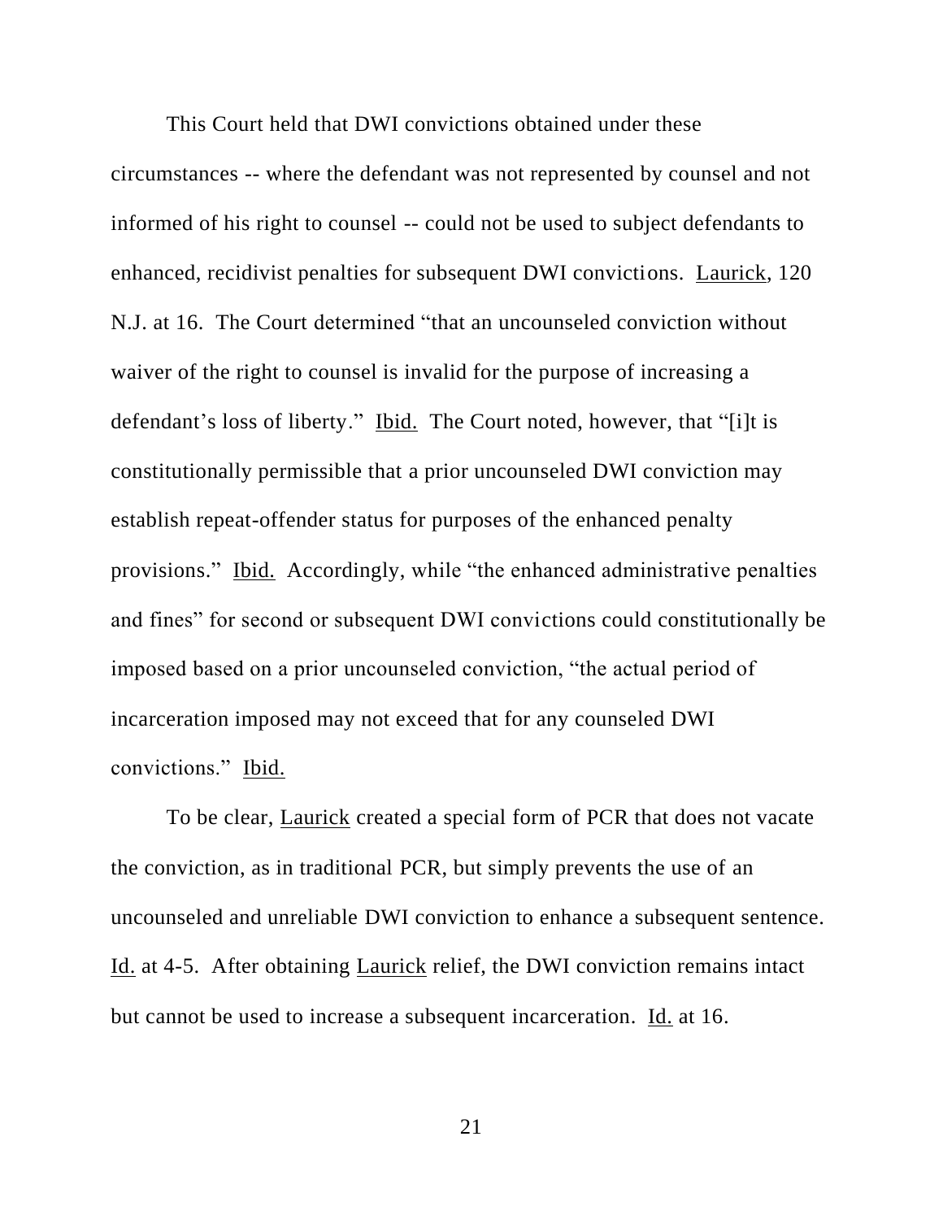This Court held that DWI convictions obtained under these circumstances -- where the defendant was not represented by counsel and not informed of his right to counsel -- could not be used to subject defendants to enhanced, recidivist penalties for subsequent DWI convictions. Laurick, 120 N.J. at 16. The Court determined "that an uncounseled conviction without waiver of the right to counsel is invalid for the purpose of increasing a defendant's loss of liberty." Ibid. The Court noted, however, that "[i]t is constitutionally permissible that a prior uncounseled DWI conviction may establish repeat-offender status for purposes of the enhanced penalty provisions." Ibid. Accordingly, while "the enhanced administrative penalties and fines" for second or subsequent DWI convictions could constitutionally be imposed based on a prior uncounseled conviction, "the actual period of incarceration imposed may not exceed that for any counseled DWI convictions." Ibid.

To be clear, Laurick created a special form of PCR that does not vacate the conviction, as in traditional PCR, but simply prevents the use of an uncounseled and unreliable DWI conviction to enhance a subsequent sentence. Id. at 4-5. After obtaining Laurick relief, the DWI conviction remains intact but cannot be used to increase a subsequent incarceration. Id. at 16.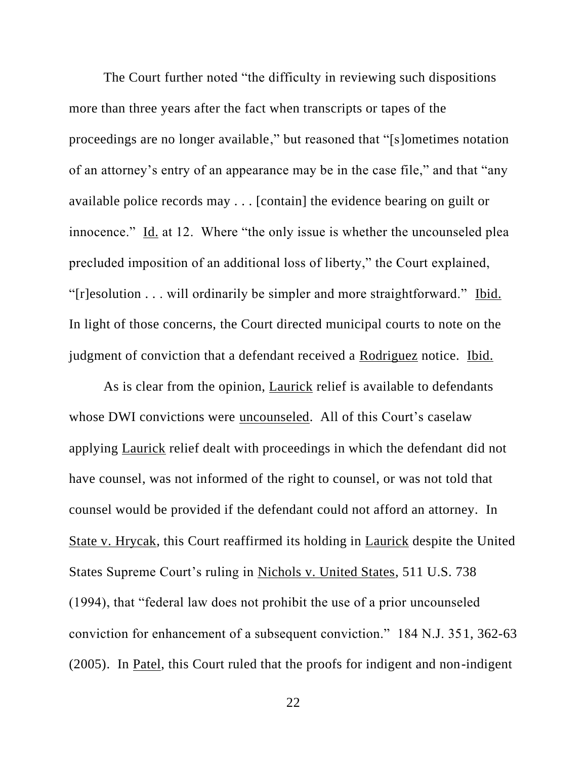The Court further noted "the difficulty in reviewing such dispositions more than three years after the fact when transcripts or tapes of the proceedings are no longer available," but reasoned that "[s]ometimes notation of an attorney's entry of an appearance may be in the case file," and that "any available police records may . . . [contain] the evidence bearing on guilt or innocence." Id. at 12. Where "the only issue is whether the uncounseled plea precluded imposition of an additional loss of liberty," the Court explained, "[r]esolution . . . will ordinarily be simpler and more straightforward." Ibid. In light of those concerns, the Court directed municipal courts to note on the judgment of conviction that a defendant received a Rodriguez notice. Ibid.

As is clear from the opinion, Laurick relief is available to defendants whose DWI convictions were uncounseled. All of this Court's caselaw applying Laurick relief dealt with proceedings in which the defendant did not have counsel, was not informed of the right to counsel, or was not told that counsel would be provided if the defendant could not afford an attorney. In State v. Hrycak, this Court reaffirmed its holding in Laurick despite the United States Supreme Court's ruling in Nichols v. United States, 511 U.S. 738 (1994), that "federal law does not prohibit the use of a prior uncounseled conviction for enhancement of a subsequent conviction." 184 N.J. 351, 362-63 (2005). In Patel, this Court ruled that the proofs for indigent and non-indigent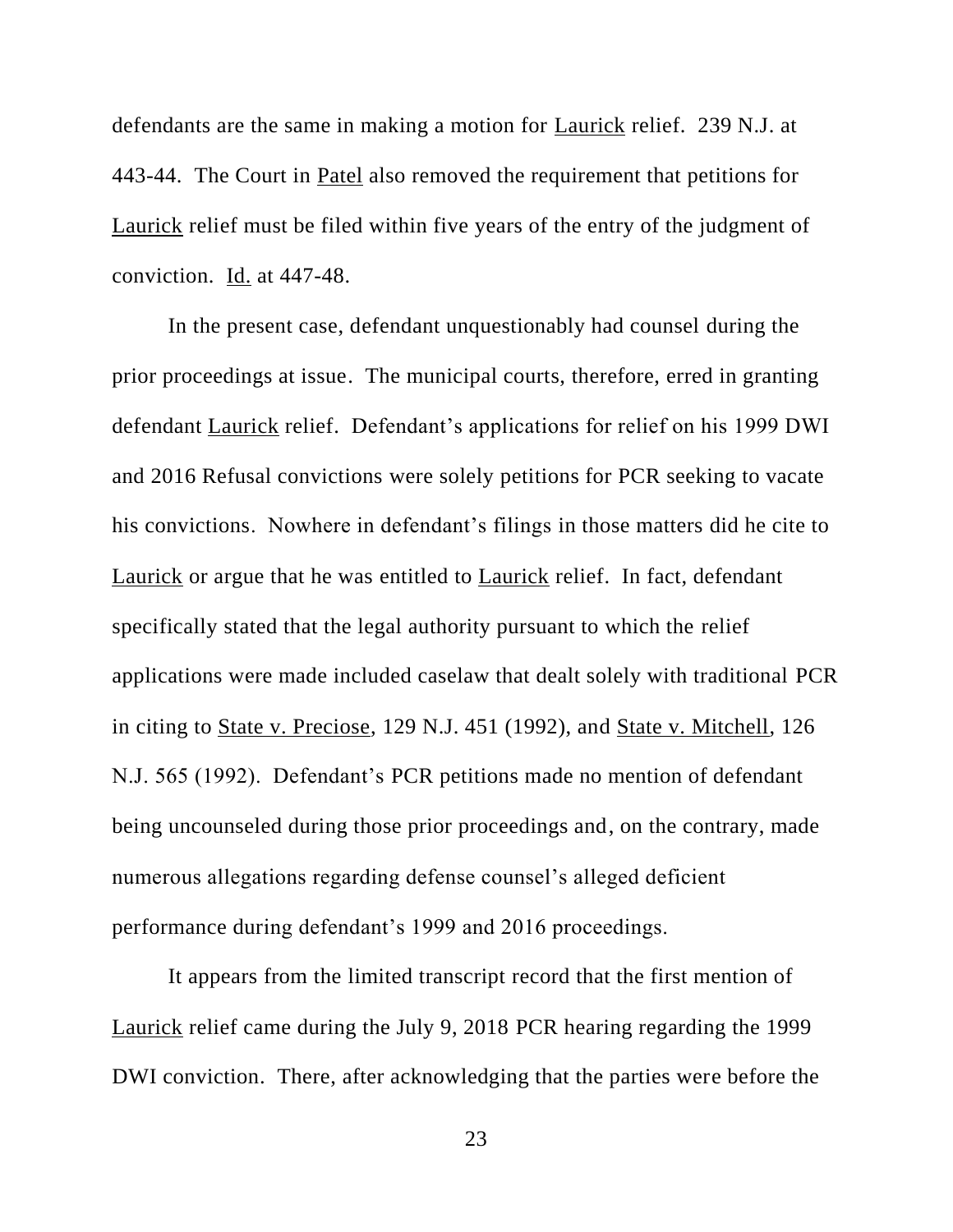defendants are the same in making a motion for Laurick relief. 239 N.J. at 443-44. The Court in Patel also removed the requirement that petitions for Laurick relief must be filed within five years of the entry of the judgment of conviction. Id. at 447-48.

In the present case, defendant unquestionably had counsel during the prior proceedings at issue. The municipal courts, therefore, erred in granting defendant Laurick relief. Defendant's applications for relief on his 1999 DWI and 2016 Refusal convictions were solely petitions for PCR seeking to vacate his convictions. Nowhere in defendant's filings in those matters did he cite to Laurick or argue that he was entitled to Laurick relief. In fact, defendant specifically stated that the legal authority pursuant to which the relief applications were made included caselaw that dealt solely with traditional PCR in citing to State v. Preciose, 129 N.J. 451 (1992), and State v. Mitchell, 126 N.J. 565 (1992). Defendant's PCR petitions made no mention of defendant being uncounseled during those prior proceedings and, on the contrary, made numerous allegations regarding defense counsel's alleged deficient performance during defendant's 1999 and 2016 proceedings.

It appears from the limited transcript record that the first mention of Laurick relief came during the July 9, 2018 PCR hearing regarding the 1999 DWI conviction. There, after acknowledging that the parties were before the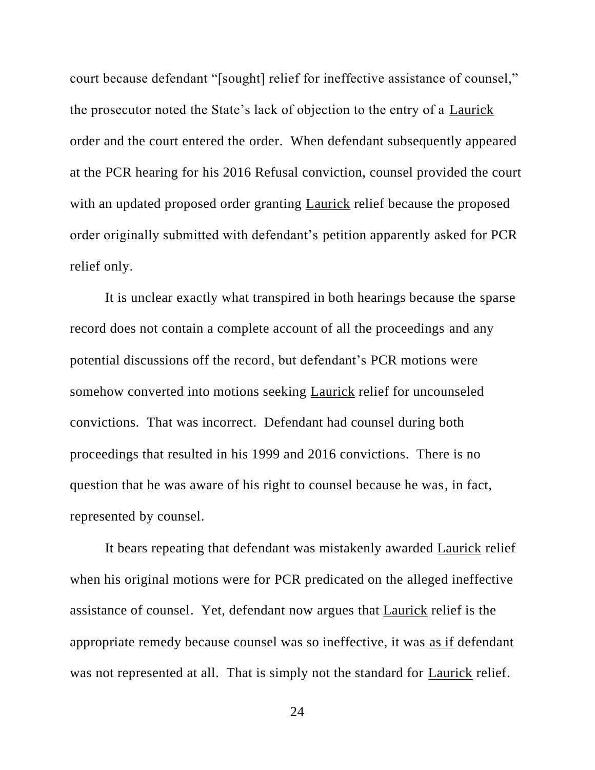court because defendant "[sought] relief for ineffective assistance of counsel," the prosecutor noted the State's lack of objection to the entry of a Laurick order and the court entered the order. When defendant subsequently appeared at the PCR hearing for his 2016 Refusal conviction, counsel provided the court with an updated proposed order granting Laurick relief because the proposed order originally submitted with defendant's petition apparently asked for PCR relief only.

It is unclear exactly what transpired in both hearings because the sparse record does not contain a complete account of all the proceedings and any potential discussions off the record, but defendant's PCR motions were somehow converted into motions seeking Laurick relief for uncounseled convictions. That was incorrect. Defendant had counsel during both proceedings that resulted in his 1999 and 2016 convictions. There is no question that he was aware of his right to counsel because he was, in fact, represented by counsel.

It bears repeating that defendant was mistakenly awarded Laurick relief when his original motions were for PCR predicated on the alleged ineffective assistance of counsel. Yet, defendant now argues that Laurick relief is the appropriate remedy because counsel was so ineffective, it was as if defendant was not represented at all. That is simply not the standard for Laurick relief.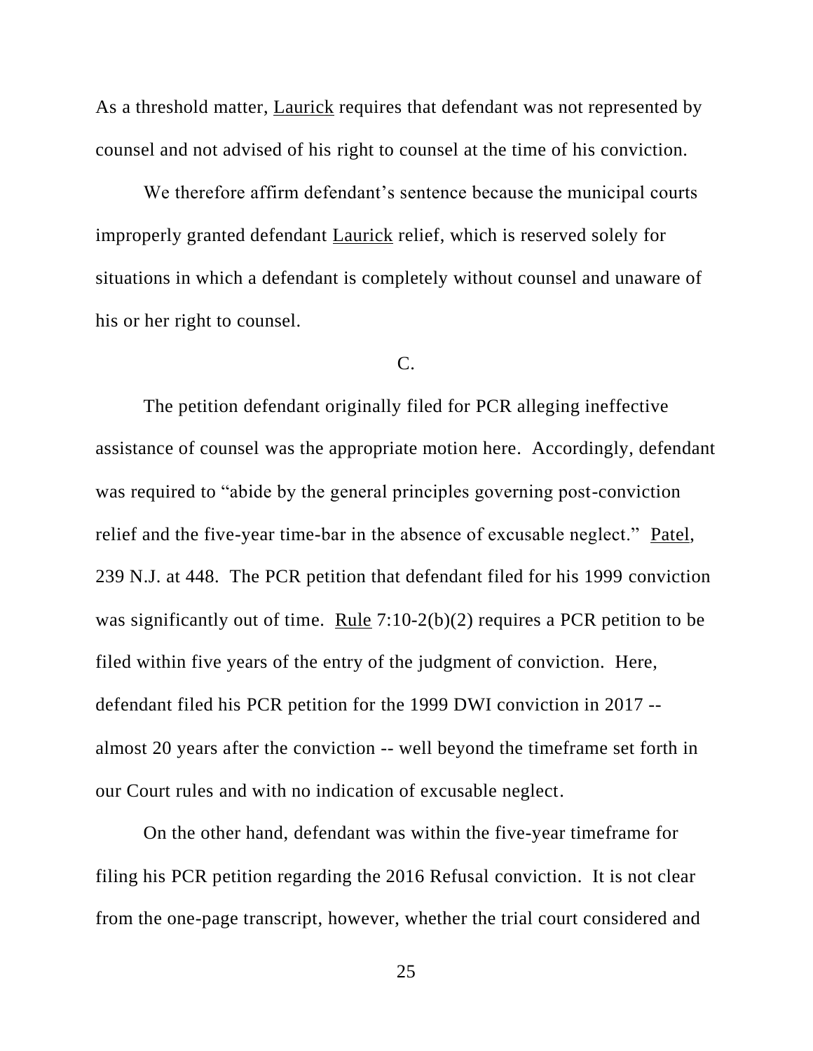As a threshold matter, <u>Laurick</u> requires that defendant was not represented by counsel and not advised of his right to counsel at the time of his conviction.

We therefore affirm defendant's sentence because the municipal courts improperly granted defendant <u>Laurick</u> relief, which is reserved solely for situations in which a defendant is completely without counsel and unaware of his or her right to counsel.

C.

The petition defendant originally filed for PCR alleging ineffective assistance of counsel was the appropriate motion here. Accordingly, defendant was required to "abide by the general principles governing post-conviction relief and the five-year time-bar in the absence of excusable neglect." <u>Patel</u>, 239 N.J. at 448. The PCR petition that defendant filed for his 1999 conviction was significantly out of time. <u>Rule</u> 7:10-2(b)(2) requires a PCR petition to be filed within five years of the entry of the judgment of conviction. Here, defendant filed his PCR petition for the 1999 DWI conviction in 2017 -- almost 20 years after the conviction -- well beyond the timeframe set forth in our Court rules and with no indication of excusable neglect.

On the other hand, defendant was within the five-year timeframe for filing his PCR petition regarding the 2016 Refusal conviction. It is not clear from the one-page transcript, however, whether the trial court considered and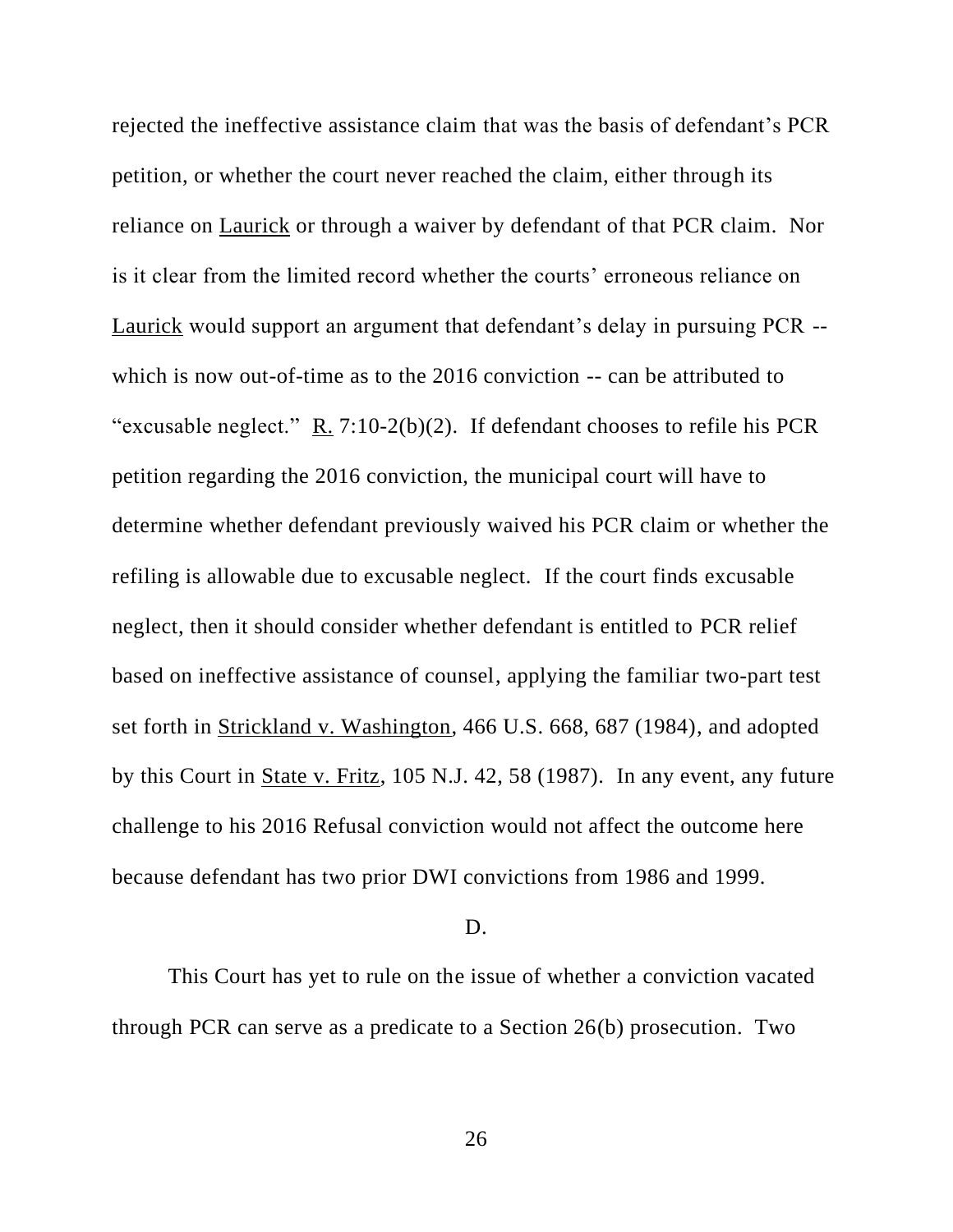rejected the ineffective assistance claim that was the basis of defendant's PCR petition, or whether the court never reached the claim, either through its reliance on Laurick or through a waiver by defendant of that PCR claim. Nor is it clear from the limited record whether the courts' erroneous reliance on Laurick would support an argument that defendant's delay in pursuing PCR -- which is now out-of-time as to the 2016 conviction -- can be attributed to "excusable neglect." R. 7:10-2(b)(2). If defendant chooses to refile his PCR petition regarding the 2016 conviction, the municipal court will have to determine whether defendant previously waived his PCR claim or whether the refiling is allowable due to excusable neglect. If the court finds excusable neglect, then it should consider whether defendant is entitled to PCR relief based on ineffective assistance of counsel, applying the familiar two-part test set forth in Strickland v. Washington, 466 U.S. 668, 687 (1984), and adopted by this Court in State v. Fritz, 105 N.J. 42, 58 (1987). In any event, any future challenge to his 2016 Refusal conviction would not affect the outcome here because defendant has two prior DWI convictions from 1986 and 1999.

D.

This Court has yet to rule on the issue of whether a conviction vacated through PCR can serve as a predicate to a Section 26(b) prosecution. Two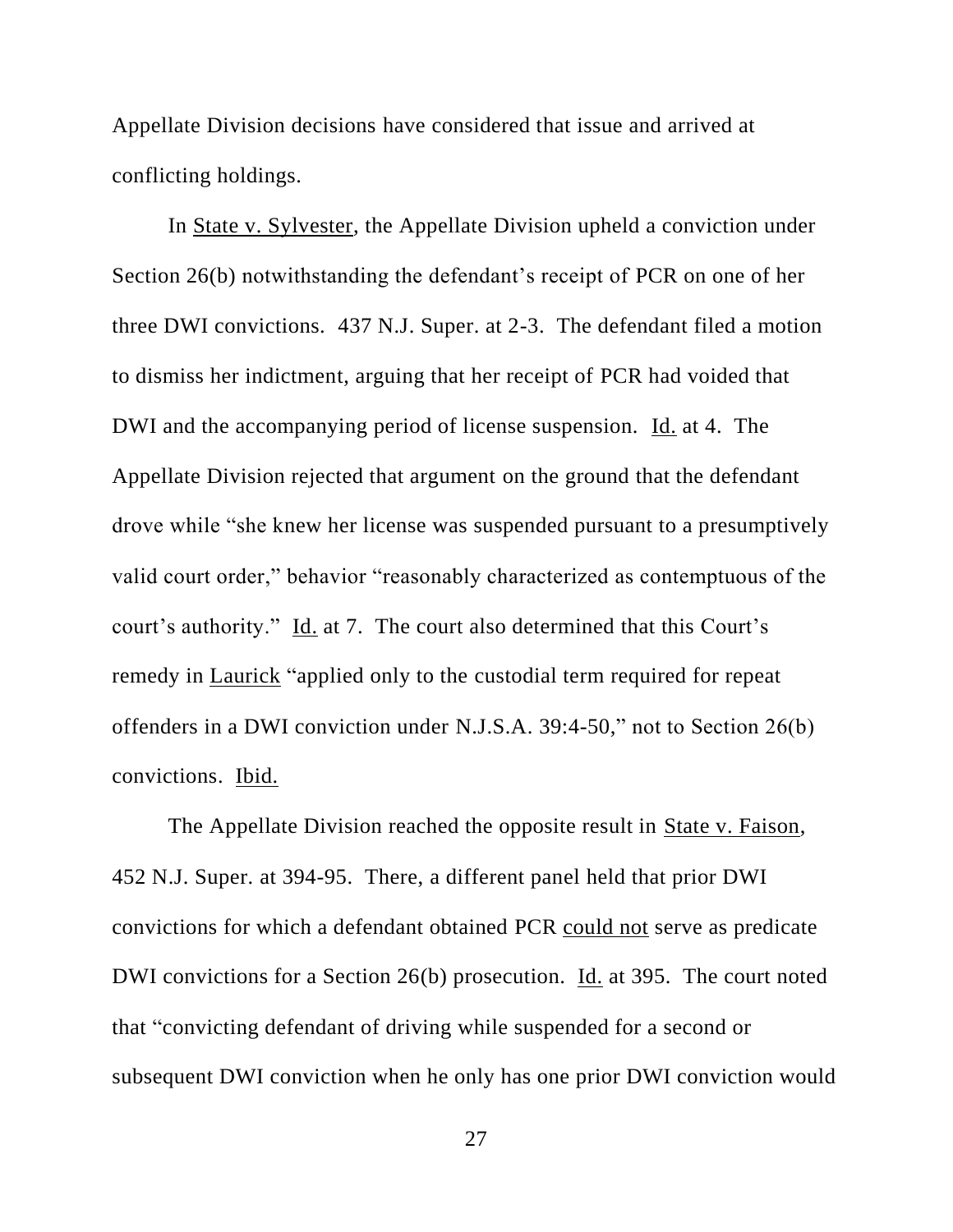Appellate Division decisions have considered that issue and arrived at conflicting holdings.

In <u>State v. Sylvester</u>, the Appellate Division upheld a conviction under Section 26(b) notwithstanding the defendant's receipt of PCR on one of her three DWI convictions. 437 N.J. Super. at 2-3. The defendant filed a motion to dismiss her indictment, arguing that her receipt of PCR had voided that DWI and the accompanying period of license suspension. <u>Id.</u> at 4. The Appellate Division rejected that argument on the ground that the defendant drove while "she knew her license was suspended pursuant to a presumptively valid court order," behavior "reasonably characterized as contemptuous of the court's authority." <u>Id.</u> at 7. The court also determined that this Court's remedy in <u>Laurick</u> "applied only to the custodial term required for repeat offenders in a DWI conviction under N.J.S.A. 39:4-50," not to Section 26(b) convictions. <u>Ibid.</u>

The Appellate Division reached the opposite result in <u>State v. Faison</u>, 452 N.J. Super. at 394-95. There, a different panel held that prior DWI convictions for which a defendant obtained PCR <u>could not</u> serve as predicate DWI convictions for a Section 26(b) prosecution. <u>Id.</u> at 395. The court noted that "convicting defendant of driving while suspended for a second or subsequent DWI conviction when he only has one prior DWI conviction would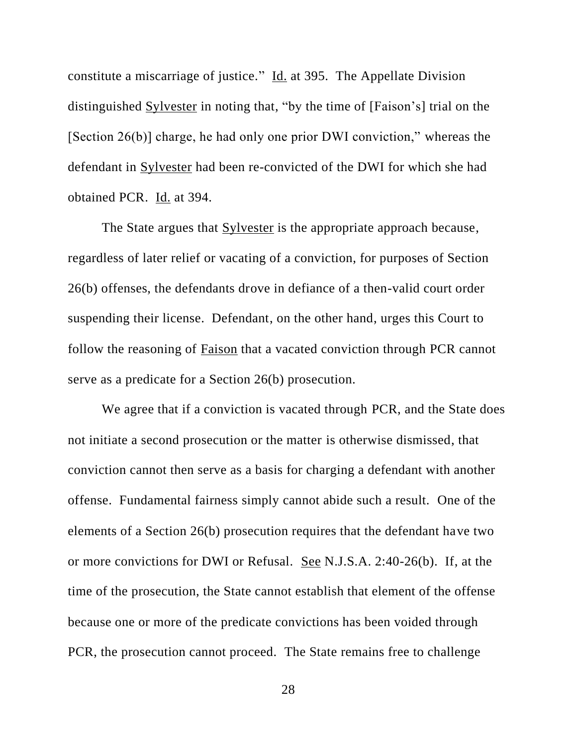constitute a miscarriage of justice." Id. at 395. The Appellate Division distinguished Sylvester in noting that, "by the time of [Faison's] trial on the [Section 26(b)] charge, he had only one prior DWI conviction," whereas the defendant in Sylvester had been re-convicted of the DWI for which she had obtained PCR. Id. at 394.

The State argues that Sylvester is the appropriate approach because, regardless of later relief or vacating of a conviction, for purposes of Section 26(b) offenses, the defendants drove in defiance of a then-valid court order suspending their license. Defendant, on the other hand, urges this Court to follow the reasoning of Faison that a vacated conviction through PCR cannot serve as a predicate for a Section 26(b) prosecution.

We agree that if a conviction is vacated through PCR, and the State does not initiate a second prosecution or the matter is otherwise dismissed, that conviction cannot then serve as a basis for charging a defendant with another offense. Fundamental fairness simply cannot abide such a result. One of the elements of a Section 26(b) prosecution requires that the defendant have two or more convictions for DWI or Refusal. See N.J.S.A. 2:40-26(b). If, at the time of the prosecution, the State cannot establish that element of the offense because one or more of the predicate convictions has been voided through PCR, the prosecution cannot proceed. The State remains free to challenge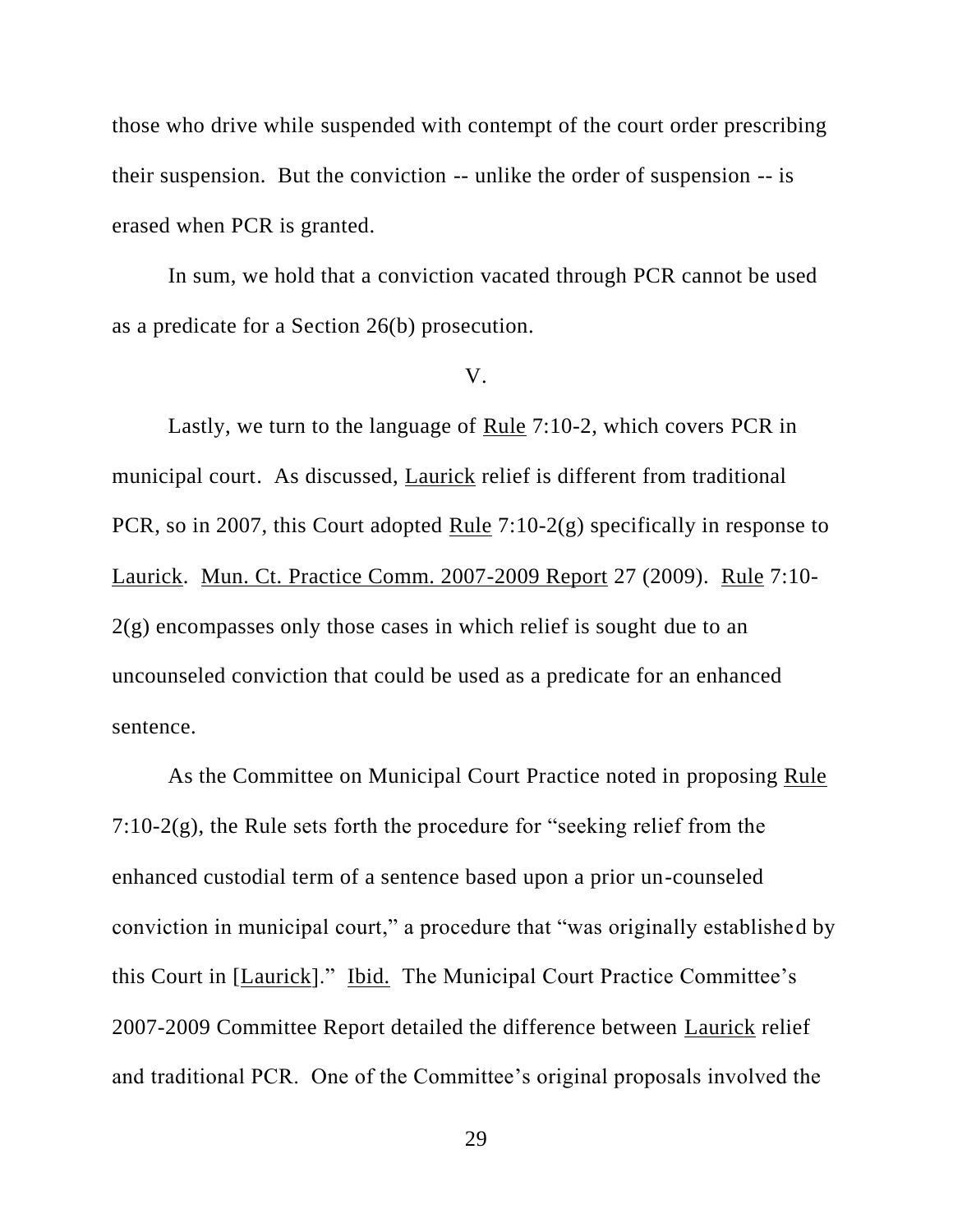those who drive while suspended with contempt of the court order prescribing their suspension. But the conviction -- unlike the order of suspension -- is erased when PCR is granted.

In sum, we hold that a conviction vacated through PCR cannot be used as a predicate for a Section 26(b) prosecution.

V.

Lastly, we turn to the language of Rule 7:10-2, which covers PCR in municipal court. As discussed, Laurick relief is different from traditional PCR, so in 2007, this Court adopted Rule 7:10-2(g) specifically in response to Laurick. Mun. Ct. Practice Comm. 2007-2009 Report 27 (2009). Rule 7:10-2(g) encompasses only those cases in which relief is sought due to an uncounseled conviction that could be used as a predicate for an enhanced sentence.

As the Committee on Municipal Court Practice noted in proposing Rule 7:10-2(g), the Rule sets forth the procedure for "seeking relief from the enhanced custodial term of a sentence based upon a prior un-counseled conviction in municipal court," a procedure that "was originally established by this Court in [Laurick]." Ibid. The Municipal Court Practice Committee's 2007-2009 Committee Report detailed the difference between Laurick relief and traditional PCR. One of the Committee's original proposals involved the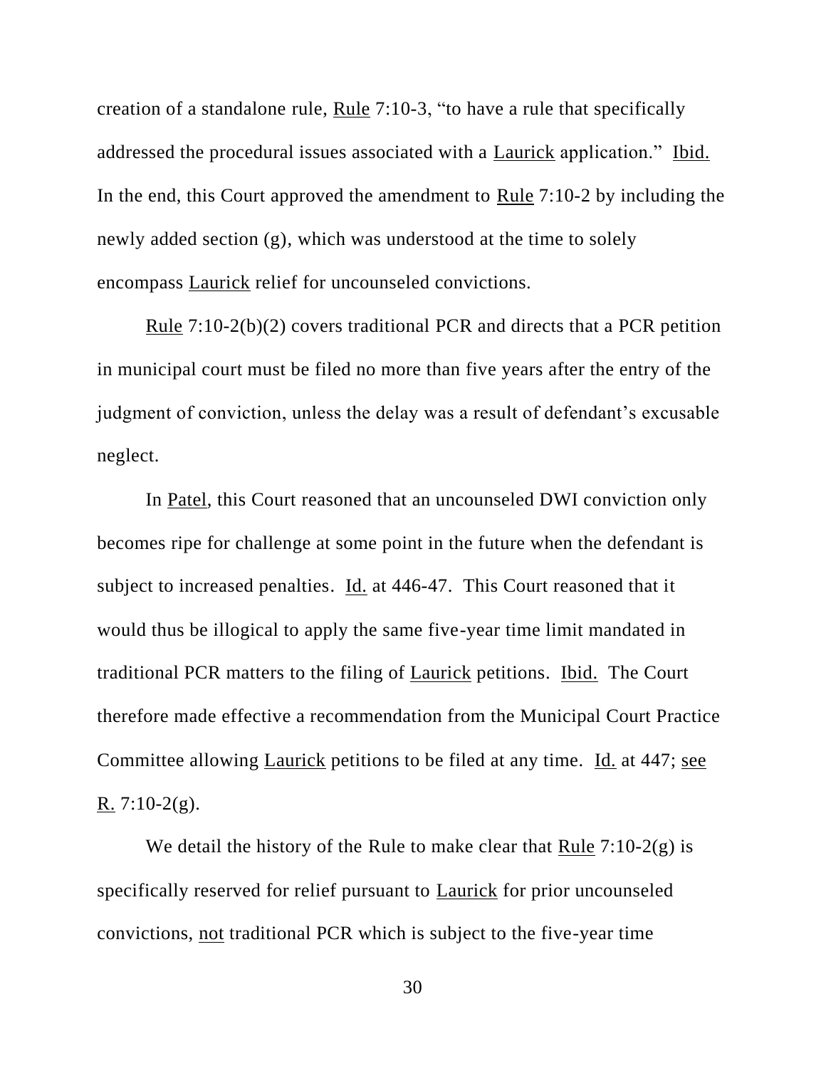creation of a standalone rule, Rule 7:10-3, "to have a rule that specifically addressed the procedural issues associated with a Laurick application." Ibid. In the end, this Court approved the amendment to Rule 7:10-2 by including the newly added section (g), which was understood at the time to solely encompass Laurick relief for uncounseled convictions.

Rule 7:10-2(b)(2) covers traditional PCR and directs that a PCR petition in municipal court must be filed no more than five years after the entry of the judgment of conviction, unless the delay was a result of defendant's excusable neglect.

In Patel, this Court reasoned that an uncounseled DWI conviction only becomes ripe for challenge at some point in the future when the defendant is subject to increased penalties. Id. at 446-47. This Court reasoned that it would thus be illogical to apply the same five-year time limit mandated in traditional PCR matters to the filing of Laurick petitions. Ibid. The Court therefore made effective a recommendation from the Municipal Court Practice Committee allowing Laurick petitions to be filed at any time. Id. at 447; see R. 7:10-2(g).

We detail the history of the Rule to make clear that Rule 7:10-2(g) is specifically reserved for relief pursuant to Laurick for prior uncounseled convictions, not traditional PCR which is subject to the five-year time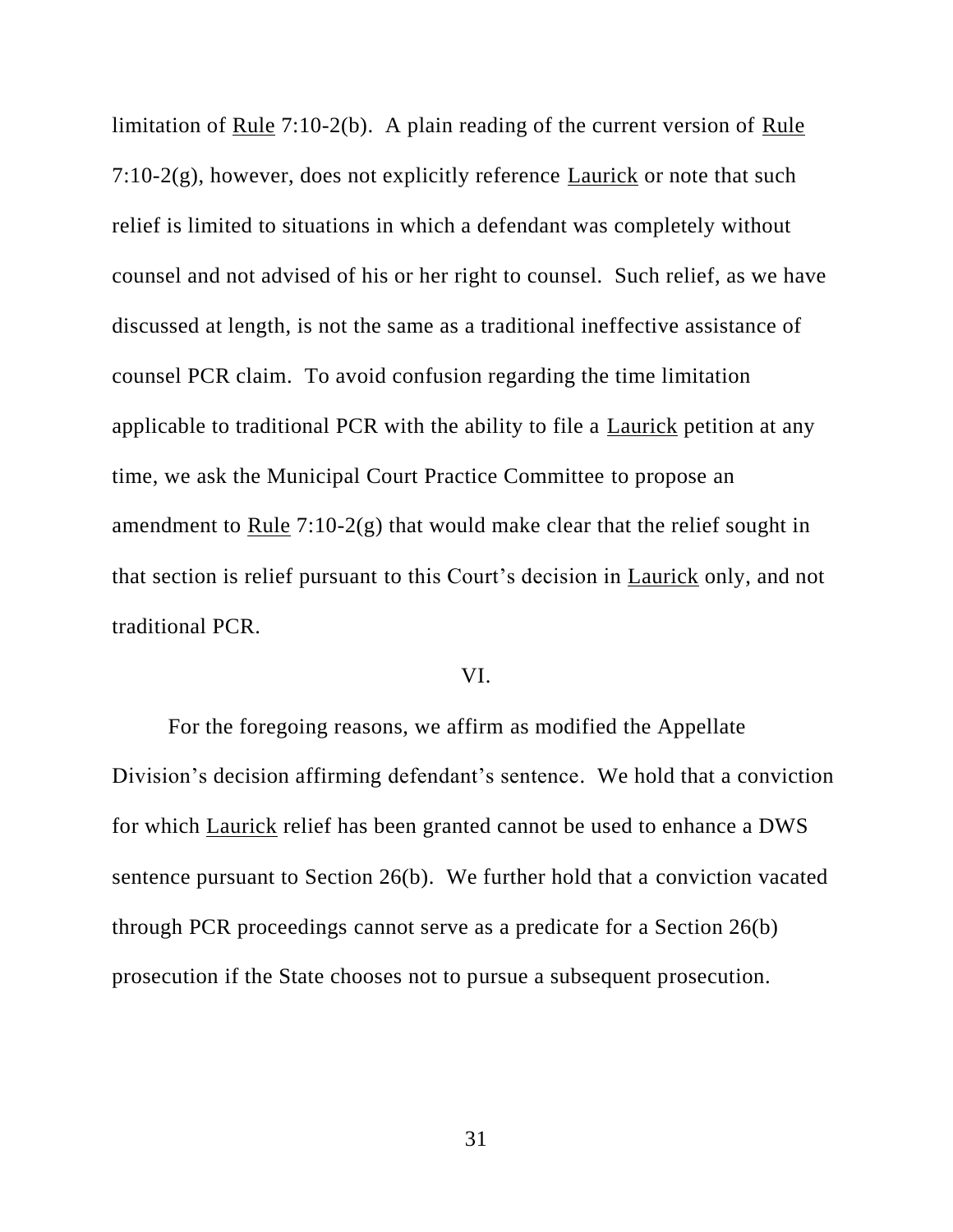limitation of Rule 7:10-2(b). A plain reading of the current version of Rule 7:10-2(g), however, does not explicitly reference Laurick or note that such relief is limited to situations in which a defendant was completely without counsel and not advised of his or her right to counsel. Such relief, as we have discussed at length, is not the same as a traditional ineffective assistance of counsel PCR claim. To avoid confusion regarding the time limitation applicable to traditional PCR with the ability to file a Laurick petition at any time, we ask the Municipal Court Practice Committee to propose an amendment to Rule 7:10-2(g) that would make clear that the relief sought in that section is relief pursuant to this Court's decision in Laurick only, and not traditional PCR.

## VI.

For the foregoing reasons, we affirm as modified the Appellate Division's decision affirming defendant's sentence. We hold that a conviction for which Laurick relief has been granted cannot be used to enhance a DWS sentence pursuant to Section 26(b). We further hold that a conviction vacated through PCR proceedings cannot serve as a predicate for a Section 26(b) prosecution if the State chooses not to pursue a subsequent prosecution.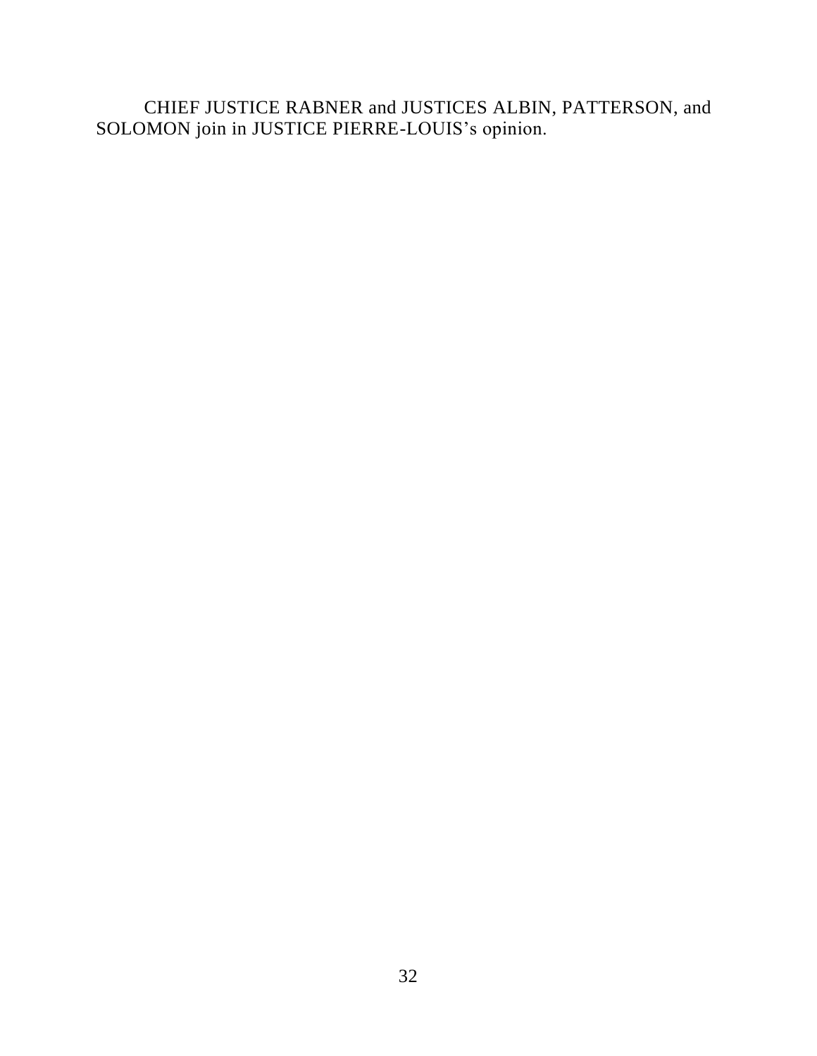CHIEF JUSTICE RABNER and JUSTICES ALBIN, PATTERSON, and SOLOMON join in JUSTICE PIERRE-LOUIS's opinion.